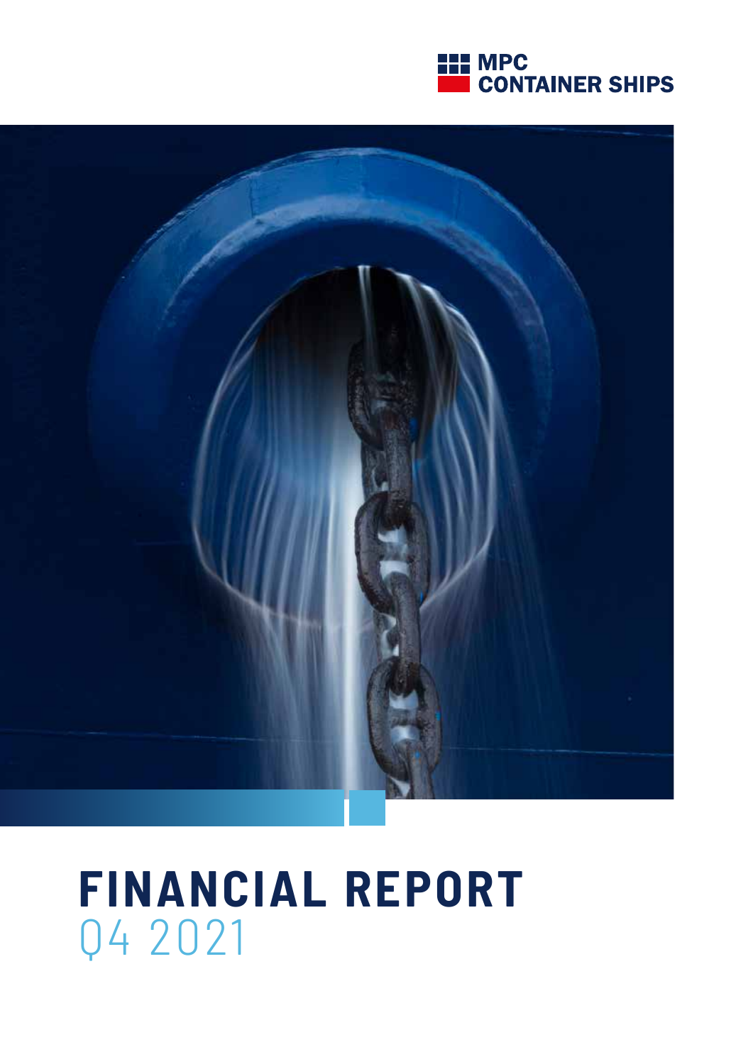MPC CONTAINER SHIPS

# FINANCIAL REPORT
## Q4 2021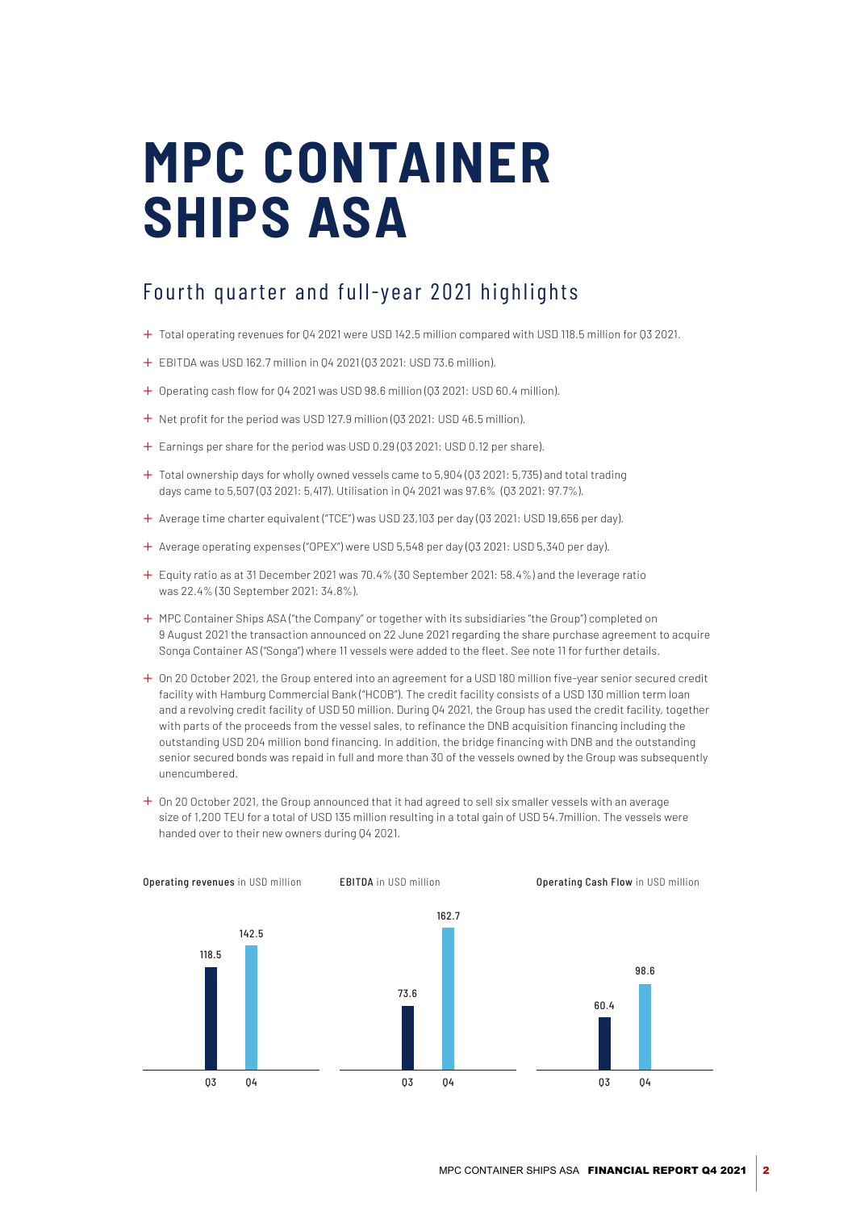# MPC CONTAINER SHIPS ASA

## Fourth quarter and full-year 2021 highlights

- Total operating revenues for Q4 2021 were USD 142.5 million compared with USD 118.5 million for Q3 2021.
- EBITDA was USD 162.7 million in Q4 2021 (Q3 2021: USD 73.6 million).
- Operating cash flow for Q4 2021 was USD 98.6 million (Q3 2021: USD 60.4 million).
- Net profit for the period was USD 127.9 million (Q3 2021: USD 46.5 million).
- Earnings per share for the period was USD 0.29 (Q3 2021: USD 0.12 per share).
- Total ownership days for wholly owned vessels came to 5,904 (Q3 2021: 5,735) and total trading days came to 5,507 (Q3 2021: 5,417). Utilisation in Q4 2021 was 97.6% (Q3 2021: 97.7%).
- Average time charter equivalent ("TCE") was USD 23,103 per day (Q3 2021: USD 19,656 per day).
- Average operating expenses ("OPEX") were USD 5,548 per day (Q3 2021: USD 5,340 per day).
- Equity ratio as at 31 December 2021 was 70.4% (30 September 2021: 58.4%) and the leverage ratio was 22.4% (30 September 2021: 34.8%).
- MPC Container Ships ASA ("the Company" or together with its subsidiaries "the Group") completed on 9 August 2021 the transaction announced on 22 June 2021 regarding the share purchase agreement to acquire Songa Container AS ("Songa") where 11 vessels were added to the fleet. See note 11 for further details.
- On 20 October 2021, the Group entered into an agreement for a USD 180 million five-year senior secured credit facility with Hamburg Commercial Bank ("HCOB"). The credit facility consists of a USD 130 million term loan and a revolving credit facility of USD 50 million. During Q4 2021, the Group has used the credit facility, together with parts of the proceeds from the vessel sales, to refinance the DNB acquisition financing including the outstanding USD 204 million bond financing. In addition, the bridge financing with DNB and the outstanding senior secured bonds was repaid in full and more than 30 of the vessels owned by the Group was subsequently unencumbered.
- On 20 October 2021, the Group announced that it had agreed to sell six smaller vessels with an average size of 1,200 TEU for a total of USD 135 million resulting in a total gain of USD 54.7million. The vessels were handed over to their new owners during Q4 2021.

**Operating revenues** in USD million

| | Q3 | Q4 |
|---|---|---|
| Operating revenues | 118.5 | 142.5 |

**EBITDA** in USD million

| | Q3 | Q4 |
|---|---|---|
| EBITDA | 73.6 | 162.7 |

**Operating Cash Flow** in USD million

| | Q3 | Q4 |
|---|---|---|
| Operating Cash Flow | 60.4 | 98.6 |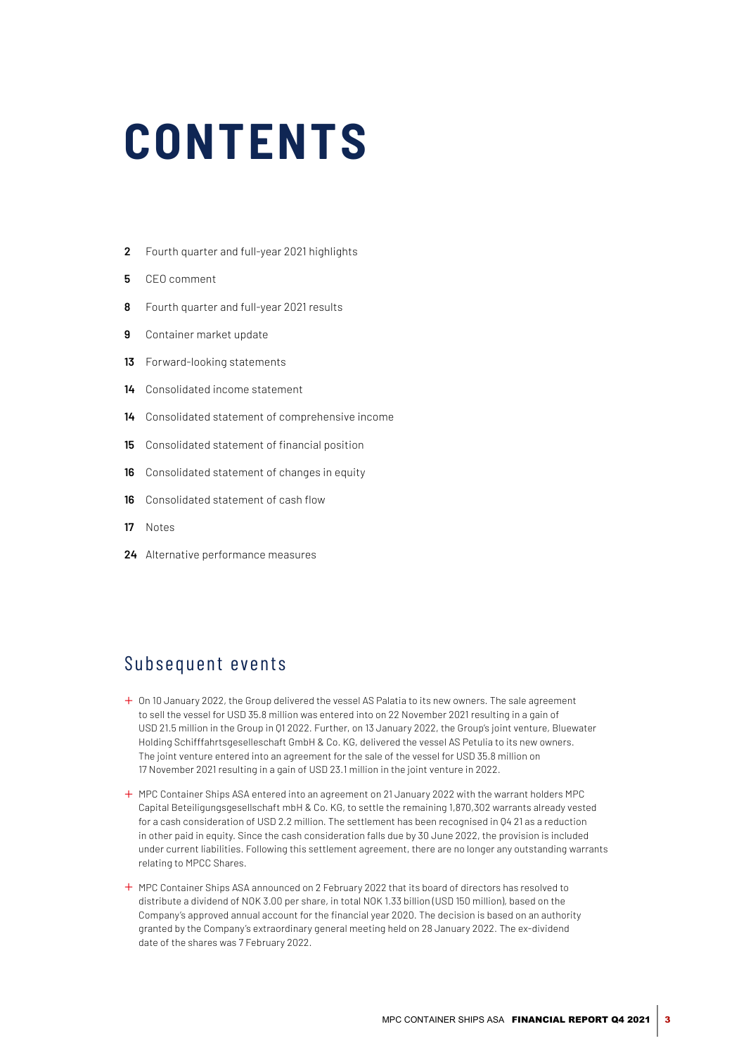# CONTENTS

**2** Fourth quarter and full-year 2021 highlights

**5** CEO comment

**8** Fourth quarter and full-year 2021 results

**9** Container market update

**13** Forward-looking statements

**14** Consolidated income statement

**14** Consolidated statement of comprehensive income

**15** Consolidated statement of financial position

**16** Consolidated statement of changes in equity

**16** Consolidated statement of cash flow

**17** Notes

**24** Alternative performance measures

## Subsequent events

+ On 10 January 2022, the Group delivered the vessel AS Palatia to its new owners. The sale agreement to sell the vessel for USD 35.8 million was entered into on 22 November 2021 resulting in a gain of USD 21.5 million in the Group in Q1 2022. Further, on 13 January 2022, the Group's joint venture, Bluewater Holding Schifffahrtsgeselleschaft GmbH & Co. KG, delivered the vessel AS Petulia to its new owners. The joint venture entered into an agreement for the sale of the vessel for USD 35.8 million on 17 November 2021 resulting in a gain of USD 23.1 million in the joint venture in 2022.
+ MPC Container Ships ASA entered into an agreement on 21 January 2022 with the warrant holders MPC Capital Beteiligungsgesellschaft mbH & Co. KG, to settle the remaining 1,870,302 warrants already vested for a cash consideration of USD 2.2 million. The settlement has been recognised in Q4 21 as a reduction in other paid in equity. Since the cash consideration falls due by 30 June 2022, the provision is included under current liabilities. Following this settlement agreement, there are no longer any outstanding warrants relating to MPCC Shares.
+ MPC Container Ships ASA announced on 2 February 2022 that its board of directors has resolved to distribute a dividend of NOK 3.00 per share, in total NOK 1.33 billion (USD 150 million), based on the Company's approved annual account for the financial year 2020. The decision is based on an authority granted by the Company's extraordinary general meeting held on 28 January 2022. The ex-dividend date of the shares was 7 February 2022.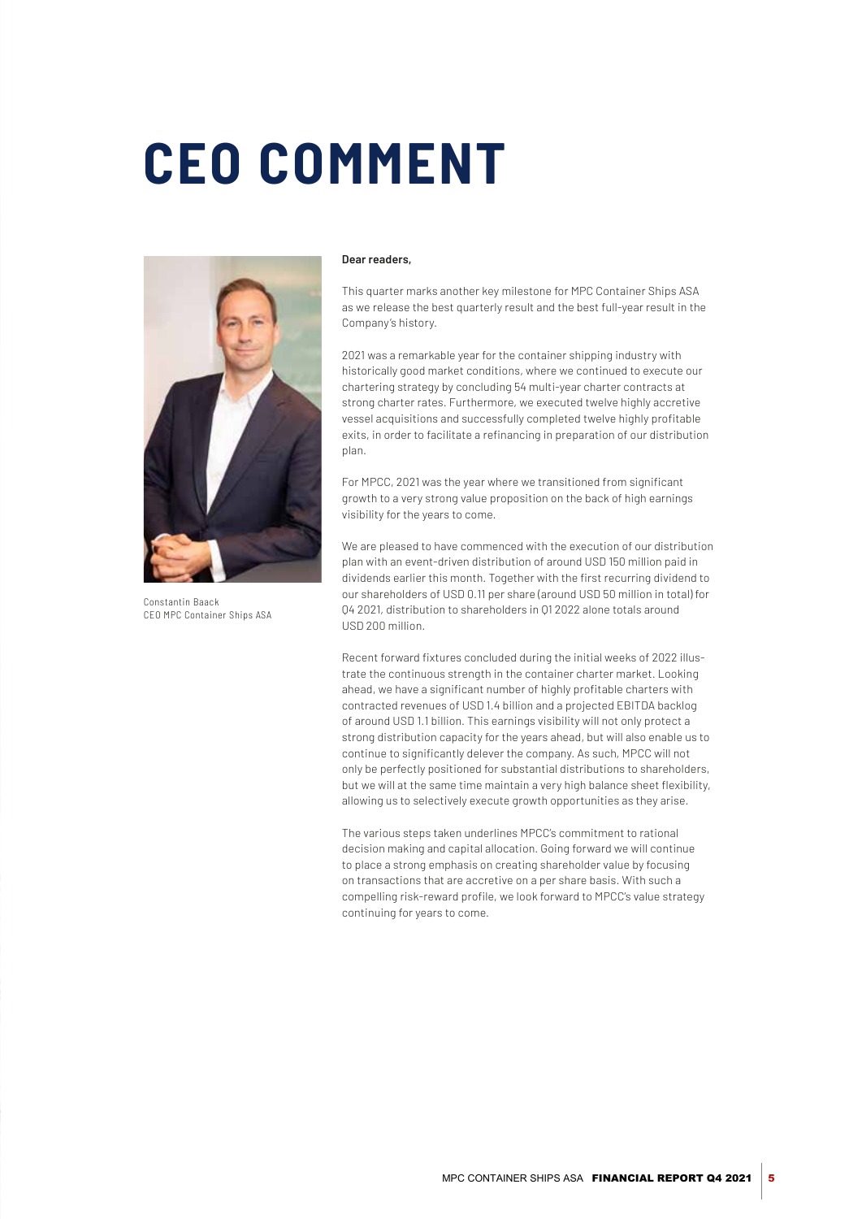# CEO COMMENT

Constantin Baack
CEO MPC Container Ships ASA

**Dear readers,**

This quarter marks another key milestone for MPC Container Ships ASA as we release the best quarterly result and the best full-year result in the Company's history.

2021 was a remarkable year for the container shipping industry with historically good market conditions, where we continued to execute our chartering strategy by concluding 54 multi-year charter contracts at strong charter rates. Furthermore, we executed twelve highly accretive vessel acquisitions and successfully completed twelve highly profitable exits, in order to facilitate a refinancing in preparation of our distribution plan.

For MPCC, 2021 was the year where we transitioned from significant growth to a very strong value proposition on the back of high earnings visibility for the years to come.

We are pleased to have commenced with the execution of our distribution plan with an event-driven distribution of around USD 150 million paid in dividends earlier this month. Together with the first recurring dividend to our shareholders of USD 0.11 per share (around USD 50 million in total) for Q4 2021, distribution to shareholders in Q1 2022 alone totals around USD 200 million.

Recent forward fixtures concluded during the initial weeks of 2022 illustrate the continuous strength in the container charter market. Looking ahead, we have a significant number of highly profitable charters with contracted revenues of USD 1.4 billion and a projected EBITDA backlog of around USD 1.1 billion. This earnings visibility will not only protect a strong distribution capacity for the years ahead, but will also enable us to continue to significantly delever the company. As such, MPCC will not only be perfectly positioned for substantial distributions to shareholders, but we will at the same time maintain a very high balance sheet flexibility, allowing us to selectively execute growth opportunities as they arise.

The various steps taken underlines MPCC's commitment to rational decision making and capital allocation. Going forward we will continue to place a strong emphasis on creating shareholder value by focusing on transactions that are accretive on a per share basis. With such a compelling risk-reward profile, we look forward to MPCC's value strategy continuing for years to come.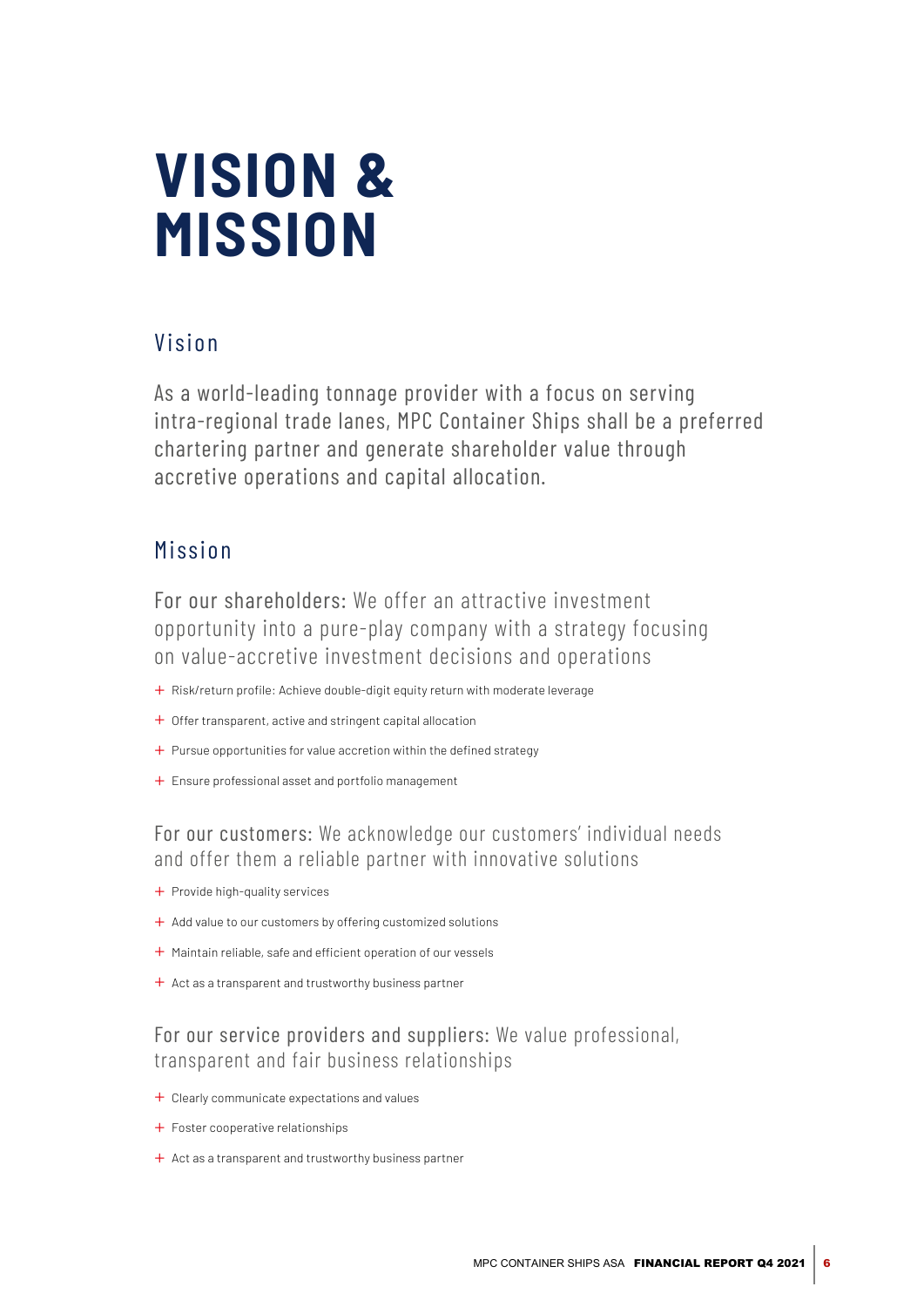# VISION & MISSION

## Vision

As a world-leading tonnage provider with a focus on serving intra-regional trade lanes, MPC Container Ships shall be a preferred chartering partner and generate shareholder value through accretive operations and capital allocation.

## Mission

For our shareholders: We offer an attractive investment opportunity into a pure-play company with a strategy focusing on value-accretive investment decisions and operations

- Risk/return profile: Achieve double-digit equity return with moderate leverage
- Offer transparent, active and stringent capital allocation
- Pursue opportunities for value accretion within the defined strategy
- Ensure professional asset and portfolio management

For our customers: We acknowledge our customers' individual needs and offer them a reliable partner with innovative solutions

- Provide high-quality services
- Add value to our customers by offering customized solutions
- Maintain reliable, safe and efficient operation of our vessels
- Act as a transparent and trustworthy business partner

For our service providers and suppliers: We value professional, transparent and fair business relationships

- Clearly communicate expectations and values
- Foster cooperative relationships
- Act as a transparent and trustworthy business partner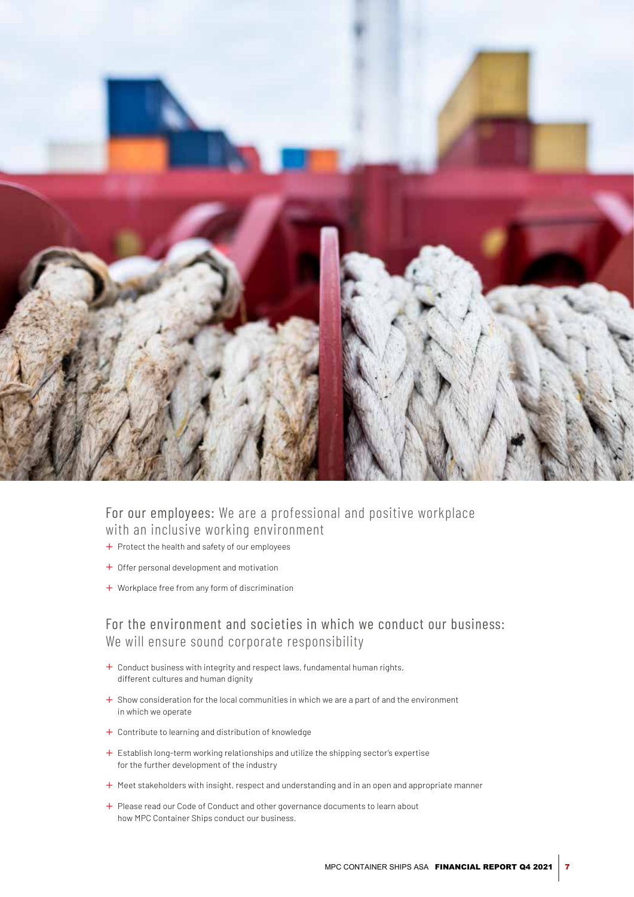## For our employees: We are a professional and positive workplace with an inclusive working environment

- Protect the health and safety of our employees
- Offer personal development and motivation
- Workplace free from any form of discrimination

## For the environment and societies in which we conduct our business: We will ensure sound corporate responsibility

- Conduct business with integrity and respect laws, fundamental human rights, different cultures and human dignity
- Show consideration for the local communities in which we are a part of and the environment in which we operate
- Contribute to learning and distribution of knowledge
- Establish long-term working relationships and utilize the shipping sector's expertise for the further development of the industry
- Meet stakeholders with insight, respect and understanding and in an open and appropriate manner
- Please read our Code of Conduct and other governance documents to learn about how MPC Container Ships conduct our business.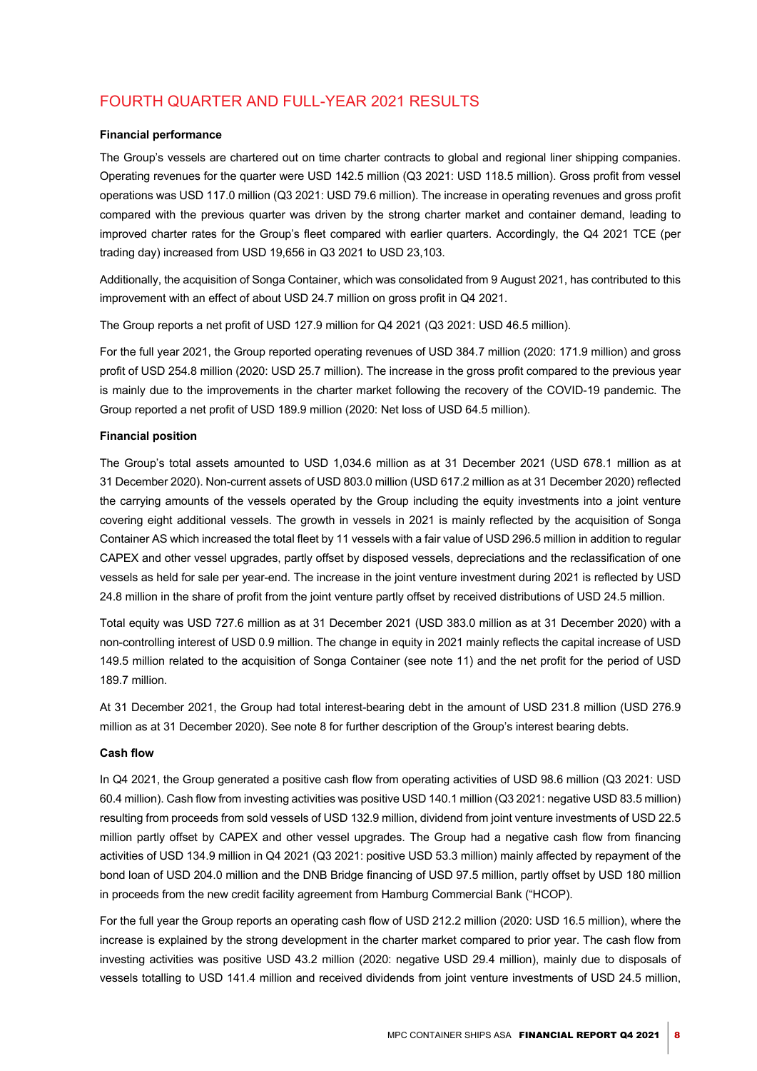## FOURTH QUARTER AND FULL-YEAR 2021 RESULTS

**Financial performance**

The Group's vessels are chartered out on time charter contracts to global and regional liner shipping companies. Operating revenues for the quarter were USD 142.5 million (Q3 2021: USD 118.5 million). Gross profit from vessel operations was USD 117.0 million (Q3 2021: USD 79.6 million). The increase in operating revenues and gross profit compared with the previous quarter was driven by the strong charter market and container demand, leading to improved charter rates for the Group's fleet compared with earlier quarters. Accordingly, the Q4 2021 TCE (per trading day) increased from USD 19,656 in Q3 2021 to USD 23,103.

Additionally, the acquisition of Songa Container, which was consolidated from 9 August 2021, has contributed to this improvement with an effect of about USD 24.7 million on gross profit in Q4 2021.

The Group reports a net profit of USD 127.9 million for Q4 2021 (Q3 2021: USD 46.5 million).

For the full year 2021, the Group reported operating revenues of USD 384.7 million (2020: 171.9 million) and gross profit of USD 254.8 million (2020: USD 25.7 million). The increase in the gross profit compared to the previous year is mainly due to the improvements in the charter market following the recovery of the COVID-19 pandemic. The Group reported a net profit of USD 189.9 million (2020: Net loss of USD 64.5 million).

**Financial position**

The Group's total assets amounted to USD 1,034.6 million as at 31 December 2021 (USD 678.1 million as at 31 December 2020). Non-current assets of USD 803.0 million (USD 617.2 million as at 31 December 2020) reflected the carrying amounts of the vessels operated by the Group including the equity investments into a joint venture covering eight additional vessels. The growth in vessels in 2021 is mainly reflected by the acquisition of Songa Container AS which increased the total fleet by 11 vessels with a fair value of USD 296.5 million in addition to regular CAPEX and other vessel upgrades, partly offset by disposed vessels, depreciations and the reclassification of one vessels as held for sale per year-end. The increase in the joint venture investment during 2021 is reflected by USD 24.8 million in the share of profit from the joint venture partly offset by received distributions of USD 24.5 million.

Total equity was USD 727.6 million as at 31 December 2021 (USD 383.0 million as at 31 December 2020) with a non-controlling interest of USD 0.9 million. The change in equity in 2021 mainly reflects the capital increase of USD 149.5 million related to the acquisition of Songa Container (see note 11) and the net profit for the period of USD 189.7 million.

At 31 December 2021, the Group had total interest-bearing debt in the amount of USD 231.8 million (USD 276.9 million as at 31 December 2020). See note 8 for further description of the Group's interest bearing debts.

**Cash flow**

In Q4 2021, the Group generated a positive cash flow from operating activities of USD 98.6 million (Q3 2021: USD 60.4 million). Cash flow from investing activities was positive USD 140.1 million (Q3 2021: negative USD 83.5 million) resulting from proceeds from sold vessels of USD 132.9 million, dividend from joint venture investments of USD 22.5 million partly offset by CAPEX and other vessel upgrades. The Group had a negative cash flow from financing activities of USD 134.9 million in Q4 2021 (Q3 2021: positive USD 53.3 million) mainly affected by repayment of the bond loan of USD 204.0 million and the DNB Bridge financing of USD 97.5 million, partly offset by USD 180 million in proceeds from the new credit facility agreement from Hamburg Commercial Bank ("HCOP).

For the full year the Group reports an operating cash flow of USD 212.2 million (2020: USD 16.5 million), where the increase is explained by the strong development in the charter market compared to prior year. The cash flow from investing activities was positive USD 43.2 million (2020: negative USD 29.4 million), mainly due to disposals of vessels totalling to USD 141.4 million and received dividends from joint venture investments of USD 24.5 million,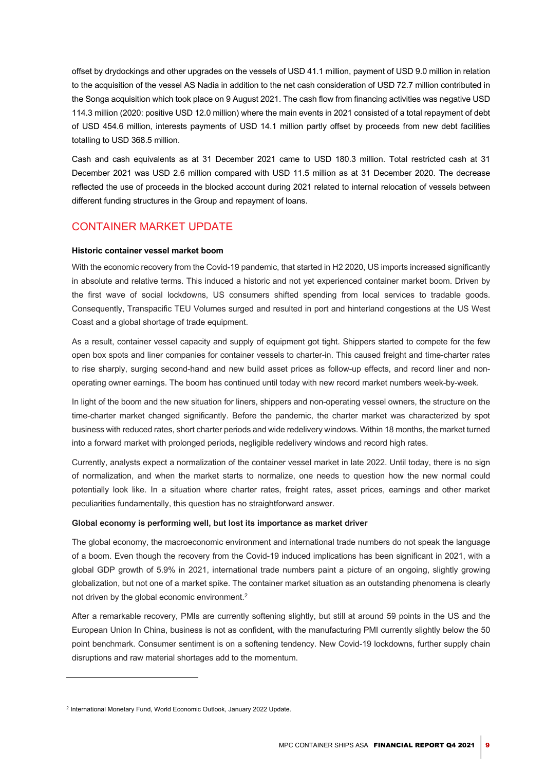offset by drydockings and other upgrades on the vessels of USD 41.1 million, payment of USD 9.0 million in relation to the acquisition of the vessel AS Nadia in addition to the net cash consideration of USD 72.7 million contributed in the Songa acquisition which took place on 9 August 2021. The cash flow from financing activities was negative USD 114.3 million (2020: positive USD 12.0 million) where the main events in 2021 consisted of a total repayment of debt of USD 454.6 million, interests payments of USD 14.1 million partly offset by proceeds from new debt facilities totalling to USD 368.5 million.

Cash and cash equivalents as at 31 December 2021 came to USD 180.3 million. Total restricted cash at 31 December 2021 was USD 2.6 million compared with USD 11.5 million as at 31 December 2020. The decrease reflected the use of proceeds in the blocked account during 2021 related to internal relocation of vessels between different funding structures in the Group and repayment of loans.

## CONTAINER MARKET UPDATE

**Historic container vessel market boom**

With the economic recovery from the Covid-19 pandemic, that started in H2 2020, US imports increased significantly in absolute and relative terms. This induced a historic and not yet experienced container market boom. Driven by the first wave of social lockdowns, US consumers shifted spending from local services to tradable goods. Consequently, Transpacific TEU Volumes surged and resulted in port and hinterland congestions at the US West Coast and a global shortage of trade equipment.

As a result, container vessel capacity and supply of equipment got tight. Shippers started to compete for the few open box spots and liner companies for container vessels to charter-in. This caused freight and time-charter rates to rise sharply, surging second-hand and new build asset prices as follow-up effects, and record liner and non-operating owner earnings. The boom has continued until today with new record market numbers week-by-week.

In light of the boom and the new situation for liners, shippers and non-operating vessel owners, the structure on the time-charter market changed significantly. Before the pandemic, the charter market was characterized by spot business with reduced rates, short charter periods and wide redelivery windows. Within 18 months, the market turned into a forward market with prolonged periods, negligible redelivery windows and record high rates.

Currently, analysts expect a normalization of the container vessel market in late 2022. Until today, there is no sign of normalization, and when the market starts to normalize, one needs to question how the new normal could potentially look like. In a situation where charter rates, freight rates, asset prices, earnings and other market peculiarities fundamentally, this question has no straightforward answer.

**Global economy is performing well, but lost its importance as market driver**

The global economy, the macroeconomic environment and international trade numbers do not speak the language of a boom. Even though the recovery from the Covid-19 induced implications has been significant in 2021, with a global GDP growth of 5.9% in 2021, international trade numbers paint a picture of an ongoing, slightly growing globalization, but not one of a market spike. The container market situation as an outstanding phenomena is clearly not driven by the global economic environment.[2]

After a remarkable recovery, PMIs are currently softening slightly, but still at around 59 points in the US and the European Union In China, business is not as confident, with the manufacturing PMI currently slightly below the 50 point benchmark. Consumer sentiment is on a softening tendency. New Covid-19 lockdowns, further supply chain disruptions and raw material shortages add to the momentum.

---

[2] International Monetary Fund, World Economic Outlook, January 2022 Update.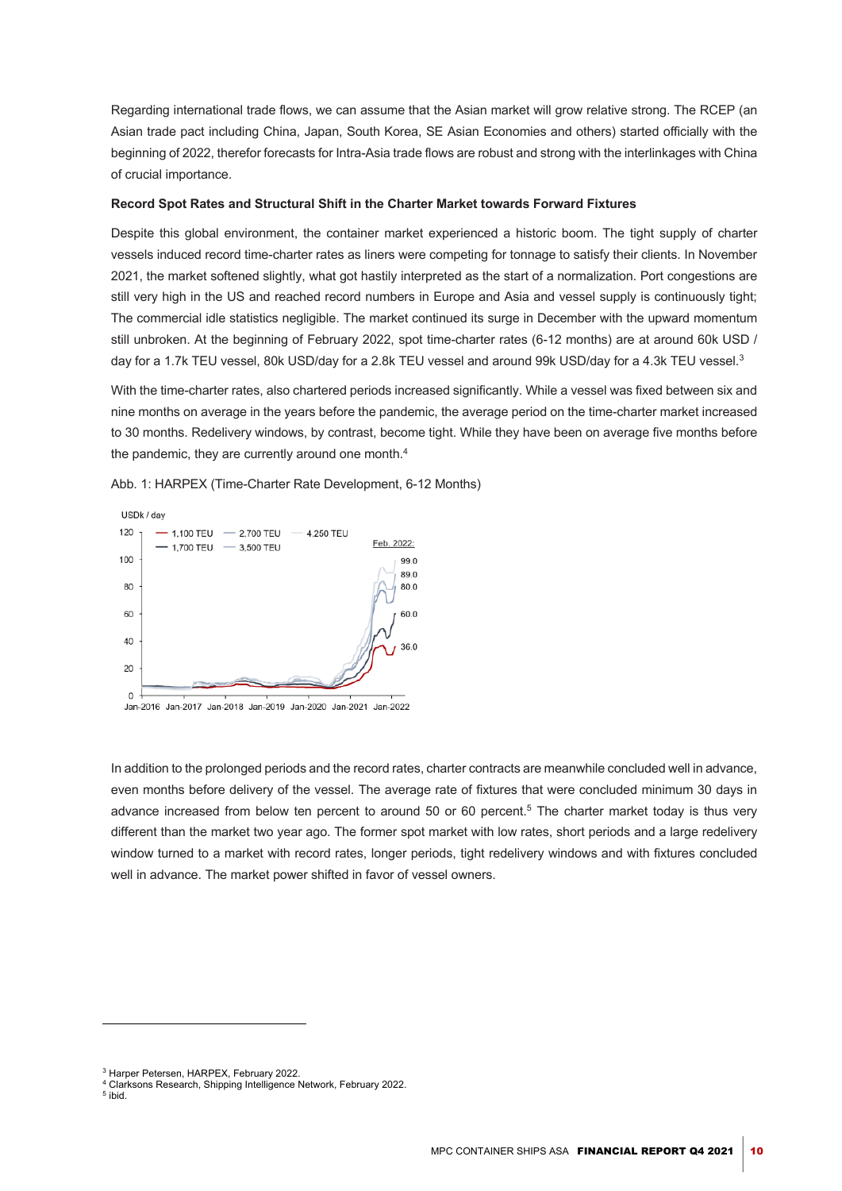Regarding international trade flows, we can assume that the Asian market will grow relative strong. The RCEP (an Asian trade pact including China, Japan, South Korea, SE Asian Economies and others) started officially with the beginning of 2022, therefor forecasts for Intra-Asia trade flows are robust and strong with the interlinkages with China of crucial importance.

**Record Spot Rates and Structural Shift in the Charter Market towards Forward Fixtures**

Despite this global environment, the container market experienced a historic boom. The tight supply of charter vessels induced record time-charter rates as liners were competing for tonnage to satisfy their clients. In November 2021, the market softened slightly, what got hastily interpreted as the start of a normalization. Port congestions are still very high in the US and reached record numbers in Europe and Asia and vessel supply is continuously tight; The commercial idle statistics negligible. The market continued its surge in December with the upward momentum still unbroken. At the beginning of February 2022, spot time-charter rates (6-12 months) are at around 60k USD / day for a 1.7k TEU vessel, 80k USD/day for a 2.8k TEU vessel and around 99k USD/day for a 4.3k TEU vessel.[3]

With the time-charter rates, also chartered periods increased significantly. While a vessel was fixed between six and nine months on average in the years before the pandemic, the average period on the time-charter market increased to 30 months. Redelivery windows, by contrast, become tight. While they have been on average five months before the pandemic, they are currently around one month.[4]

Abb. 1: HARPEX (Time-Charter Rate Development, 6-12 Months)

USDk / day

Legend: 1,100 TEU; 1,700 TEU; 2,700 TEU; 3,500 TEU; 4,250 TEU

Feb. 2022: 99.0; 89.0; 80.0; 60.0; 36.0

Jan-2016 Jan-2017 Jan-2018 Jan-2019 Jan-2020 Jan-2021 Jan-2022

In addition to the prolonged periods and the record rates, charter contracts are meanwhile concluded well in advance, even months before delivery of the vessel. The average rate of fixtures that were concluded minimum 30 days in advance increased from below ten percent to around 50 or 60 percent.[5] The charter market today is thus very different than the market two year ago. The former spot market with low rates, short periods and a large redelivery window turned to a market with record rates, longer periods, tight redelivery windows and with fixtures concluded well in advance. The market power shifted in favor of vessel owners.

---

[3] Harper Petersen, HARPEX, February 2022.

[4] Clarksons Research, Shipping Intelligence Network, February 2022.

[5] ibid.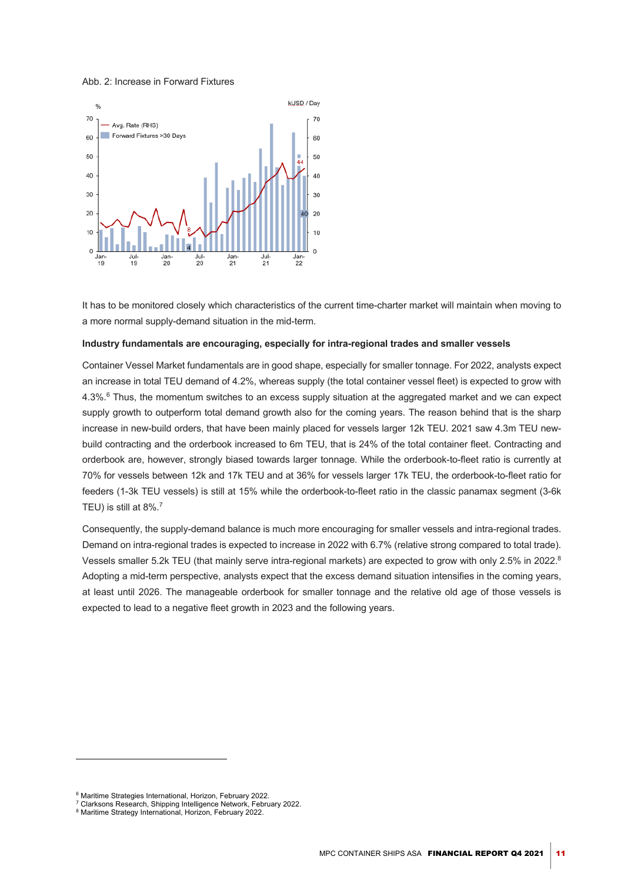Abb. 2: Increase in Forward Fixtures

It has to be monitored closely which characteristics of the current time-charter market will maintain when moving to a more normal supply-demand situation in the mid-term.

**Industry fundamentals are encouraging, especially for intra-regional trades and smaller vessels**

Container Vessel Market fundamentals are in good shape, especially for smaller tonnage. For 2022, analysts expect an increase in total TEU demand of 4.2%, whereas supply (the total container vessel fleet) is expected to grow with 4.3%.[6] Thus, the momentum switches to an excess supply situation at the aggregated market and we can expect supply growth to outperform total demand growth also for the coming years. The reason behind that is the sharp increase in new-build orders, that have been mainly placed for vessels larger 12k TEU. 2021 saw 4.3m TEU new-build contracting and the orderbook increased to 6m TEU, that is 24% of the total container fleet. Contracting and orderbook are, however, strongly biased towards larger tonnage. While the orderbook-to-fleet ratio is currently at 70% for vessels between 12k and 17k TEU and at 36% for vessels larger 17k TEU, the orderbook-to-fleet ratio for feeders (1-3k TEU vessels) is still at 15% while the orderbook-to-fleet ratio in the classic panamax segment (3-6k TEU) is still at 8%.[7]

Consequently, the supply-demand balance is much more encouraging for smaller vessels and intra-regional trades. Demand on intra-regional trades is expected to increase in 2022 with 6.7% (relative strong compared to total trade). Vessels smaller 5.2k TEU (that mainly serve intra-regional markets) are expected to grow with only 2.5% in 2022.[8] Adopting a mid-term perspective, analysts expect that the excess demand situation intensifies in the coming years, at least until 2026. The manageable orderbook for smaller tonnage and the relative old age of those vessels is expected to lead to a negative fleet growth in 2023 and the following years.

---

[6] Maritime Strategies International, Horizon, February 2022.
[7] Clarksons Research, Shipping Intelligence Network, February 2022.
[8] Maritime Strategy International, Horizon, February 2022.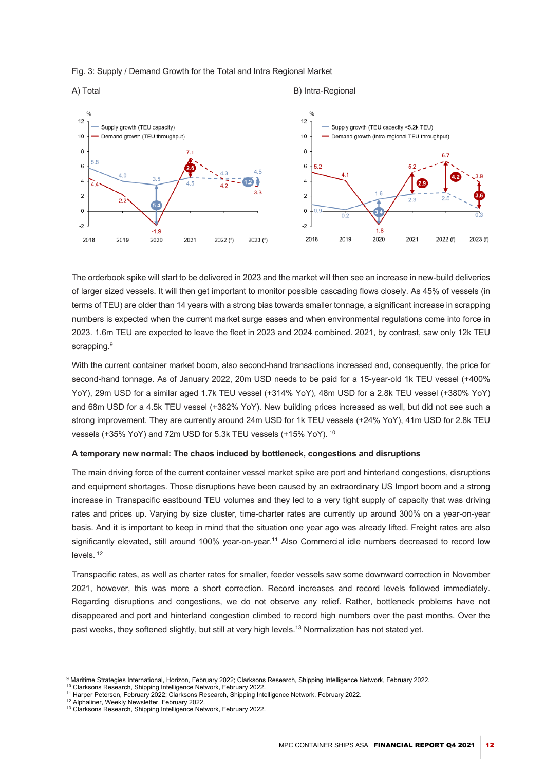Fig. 3: Supply / Demand Growth for the Total and Intra Regional Market

A) Total

B) Intra-Regional

The orderbook spike will start to be delivered in 2023 and the market will then see an increase in new-build deliveries of larger sized vessels. It will then get important to monitor possible cascading flows closely. As 45% of vessels (in terms of TEU) are older than 14 years with a strong bias towards smaller tonnage, a significant increase in scrapping numbers is expected when the current market surge eases and when environmental regulations come into force in 2023. 1.6m TEU are expected to leave the fleet in 2023 and 2024 combined. 2021, by contrast, saw only 12k TEU scrapping.[9]

With the current container market boom, also second-hand transactions increased and, consequently, the price for second-hand tonnage. As of January 2022, 20m USD needs to be paid for a 15-year-old 1k TEU vessel (+400% YoY), 29m USD for a similar aged 1.7k TEU vessel (+314% YoY), 48m USD for a 2.8k TEU vessel (+380% YoY) and 68m USD for a 4.5k TEU vessel (+382% YoY). New building prices increased as well, but did not see such a strong improvement. They are currently around 24m USD for 1k TEU vessels (+24% YoY), 41m USD for 2.8k TEU vessels (+35% YoY) and 72m USD for 5.3k TEU vessels (+15% YoY).[10]

**A temporary new normal: The chaos induced by bottleneck, congestions and disruptions**

The main driving force of the current container vessel market spike are port and hinterland congestions, disruptions and equipment shortages. Those disruptions have been caused by an extraordinary US Import boom and a strong increase in Transpacific eastbound TEU volumes and they led to a very tight supply of capacity that was driving rates and prices up. Varying by size cluster, time-charter rates are currently up around 300% on a year-on-year basis. And it is important to keep in mind that the situation one year ago was already lifted. Freight rates are also significantly elevated, still around 100% year-on-year.[11] Also Commercial idle numbers decreased to record low levels.[12]

Transpacific rates, as well as charter rates for smaller, feeder vessels saw some downward correction in November 2021, however, this was more a short correction. Record increases and record levels followed immediately. Regarding disruptions and congestions, we do not observe any relief. Rather, bottleneck problems have not disappeared and port and hinterland congestion climbed to record high numbers over the past months. Over the past weeks, they softened slightly, but still at very high levels.[13] Normalization has not stated yet.

---

[9] Maritime Strategies International, Horizon, February 2022; Clarksons Research, Shipping Intelligence Network, February 2022.
[10] Clarksons Research, Shipping Intelligence Network, February 2022.
[11] Harper Petersen, February 2022; Clarksons Research, Shipping Intelligence Network, February 2022.
[12] Alphaliner, Weekly Newsletter, February 2022.
[13] Clarksons Research, Shipping Intelligence Network, February 2022.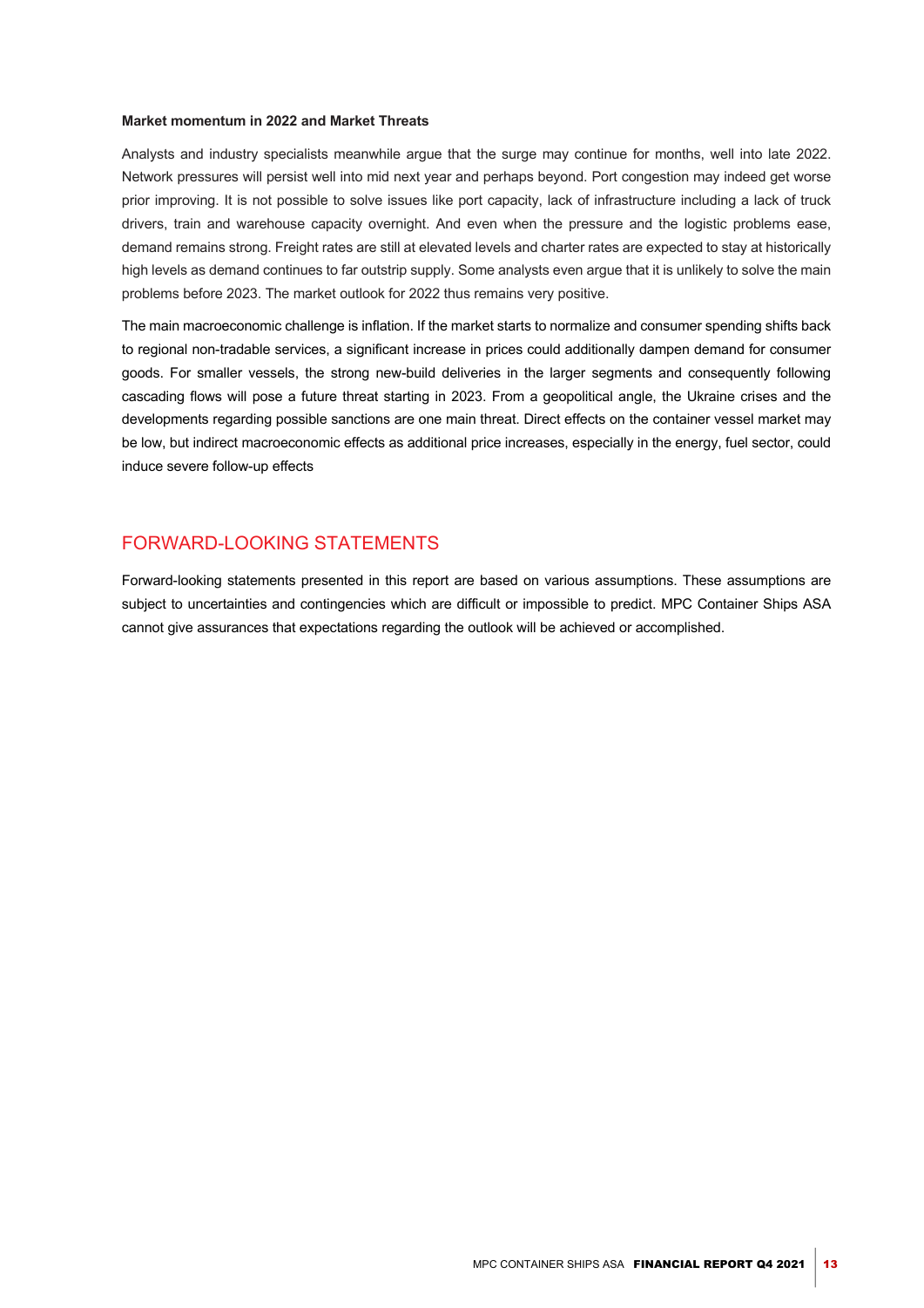**Market momentum in 2022 and Market Threats**

Analysts and industry specialists meanwhile argue that the surge may continue for months, well into late 2022. Network pressures will persist well into mid next year and perhaps beyond. Port congestion may indeed get worse prior improving. It is not possible to solve issues like port capacity, lack of infrastructure including a lack of truck drivers, train and warehouse capacity overnight. And even when the pressure and the logistic problems ease, demand remains strong. Freight rates are still at elevated levels and charter rates are expected to stay at historically high levels as demand continues to far outstrip supply. Some analysts even argue that it is unlikely to solve the main problems before 2023. The market outlook for 2022 thus remains very positive.

The main macroeconomic challenge is inflation. If the market starts to normalize and consumer spending shifts back to regional non-tradable services, a significant increase in prices could additionally dampen demand for consumer goods. For smaller vessels, the strong new-build deliveries in the larger segments and consequently following cascading flows will pose a future threat starting in 2023. From a geopolitical angle, the Ukraine crises and the developments regarding possible sanctions are one main threat. Direct effects on the container vessel market may be low, but indirect macroeconomic effects as additional price increases, especially in the energy, fuel sector, could induce severe follow-up effects

## FORWARD-LOOKING STATEMENTS

Forward-looking statements presented in this report are based on various assumptions. These assumptions are subject to uncertainties and contingencies which are difficult or impossible to predict. MPC Container Ships ASA cannot give assurances that expectations regarding the outlook will be achieved or accomplished.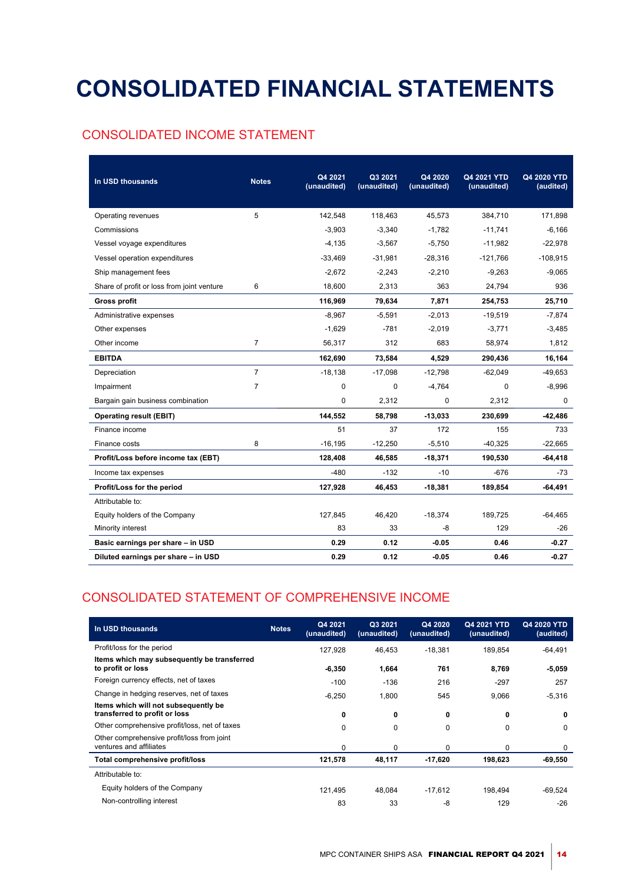# CONSOLIDATED FINANCIAL STATEMENTS

## CONSOLIDATED INCOME STATEMENT

| In USD thousands | Notes | Q4 2021 (unaudited) | Q3 2021 (unaudited) | Q4 2020 (unaudited) | Q4 2021 YTD (unaudited) | Q4 2020 YTD (audited) |
|---|---|---|---|---|---|---|
| Operating revenues | 5 | 142,548 | 118,463 | 45,573 | 384,710 | 171,898 |
| Commissions | | -3,903 | -3,340 | -1,782 | -11,741 | -6,166 |
| Vessel voyage expenditures | | -4,135 | -3,567 | -5,750 | -11,982 | -22,978 |
| Vessel operation expenditures | | -33,469 | -31,981 | -28,316 | -121,766 | -108,915 |
| Ship management fees | | -2,672 | -2,243 | -2,210 | -9,263 | -9,065 |
| Share of profit or loss from joint venture | 6 | 18,600 | 2,313 | 363 | 24,794 | 936 |
| **Gross profit** | | **116,969** | **79,634** | **7,871** | **254,753** | **25,710** |
| Administrative expenses | | -8,967 | -5,591 | -2,013 | -19,519 | -7,874 |
| Other expenses | | -1,629 | -781 | -2,019 | -3,771 | -3,485 |
| Other income | 7 | 56,317 | 312 | 683 | 58,974 | 1,812 |
| **EBITDA** | | **162,690** | **73,584** | **4,529** | **290,436** | **16,164** |
| Depreciation | 7 | -18,138 | -17,098 | -12,798 | -62,049 | -49,653 |
| Impairment | 7 | 0 | 0 | -4,764 | 0 | -8,996 |
| Bargain gain business combination | | 0 | 2,312 | 0 | 2,312 | 0 |
| **Operating result (EBIT)** | | **144,552** | **58,798** | **-13,033** | **230,699** | **-42,486** |
| Finance income | | 51 | 37 | 172 | 155 | 733 |
| Finance costs | 8 | -16,195 | -12,250 | -5,510 | -40,325 | -22,665 |
| **Profit/Loss before income tax (EBT)** | | **128,408** | **46,585** | **-18,371** | **190,530** | **-64,418** |
| Income tax expenses | | -480 | -132 | -10 | -676 | -73 |
| **Profit/Loss for the period** | | **127,928** | **46,453** | **-18,381** | **189,854** | **-64,491** |
| Attributable to: | | | | | | |
| Equity holders of the Company | | 127,845 | 46,420 | -18,374 | 189,725 | -64,465 |
| Minority interest | | 83 | 33 | -8 | 129 | -26 |
| **Basic earnings per share – in USD** | | **0.29** | **0.12** | **-0.05** | **0.46** | **-0.27** |
| **Diluted earnings per share – in USD** | | **0.29** | **0.12** | **-0.05** | **0.46** | **-0.27** |

## CONSOLIDATED STATEMENT OF COMPREHENSIVE INCOME

| In USD thousands | Notes | Q4 2021 (unaudited) | Q3 2021 (unaudited) | Q4 2020 (unaudited) | Q4 2021 YTD (unaudited) | Q4 2020 YTD (audited) |
|---|---|---|---|---|---|---|
| Profit/loss for the period | | 127,928 | 46,453 | -18,381 | 189,854 | -64,491 |
| **Items which may subsequently be transferred to profit or loss** | | **-6,350** | **1,664** | **761** | **8,769** | **-5,059** |
| Foreign currency effects, net of taxes | | -100 | -136 | 216 | -297 | 257 |
| Change in hedging reserves, net of taxes | | -6,250 | 1,800 | 545 | 9,066 | -5,316 |
| **Items which will not subsequently be transferred to profit or loss** | | **0** | **0** | **0** | **0** | **0** |
| Other comprehensive profit/loss, net of taxes | | 0 | 0 | 0 | 0 | 0 |
| Other comprehensive profit/loss from joint ventures and affiliates | | 0 | 0 | 0 | 0 | 0 |
| **Total comprehensive profit/loss** | | **121,578** | **48,117** | **-17,620** | **198,623** | **-69,550** |
| Attributable to: | | | | | | |
| Equity holders of the Company | | 121,495 | 48,084 | -17,612 | 198,494 | -69,524 |
| Non-controlling interest | | 83 | 33 | -8 | 129 | -26 |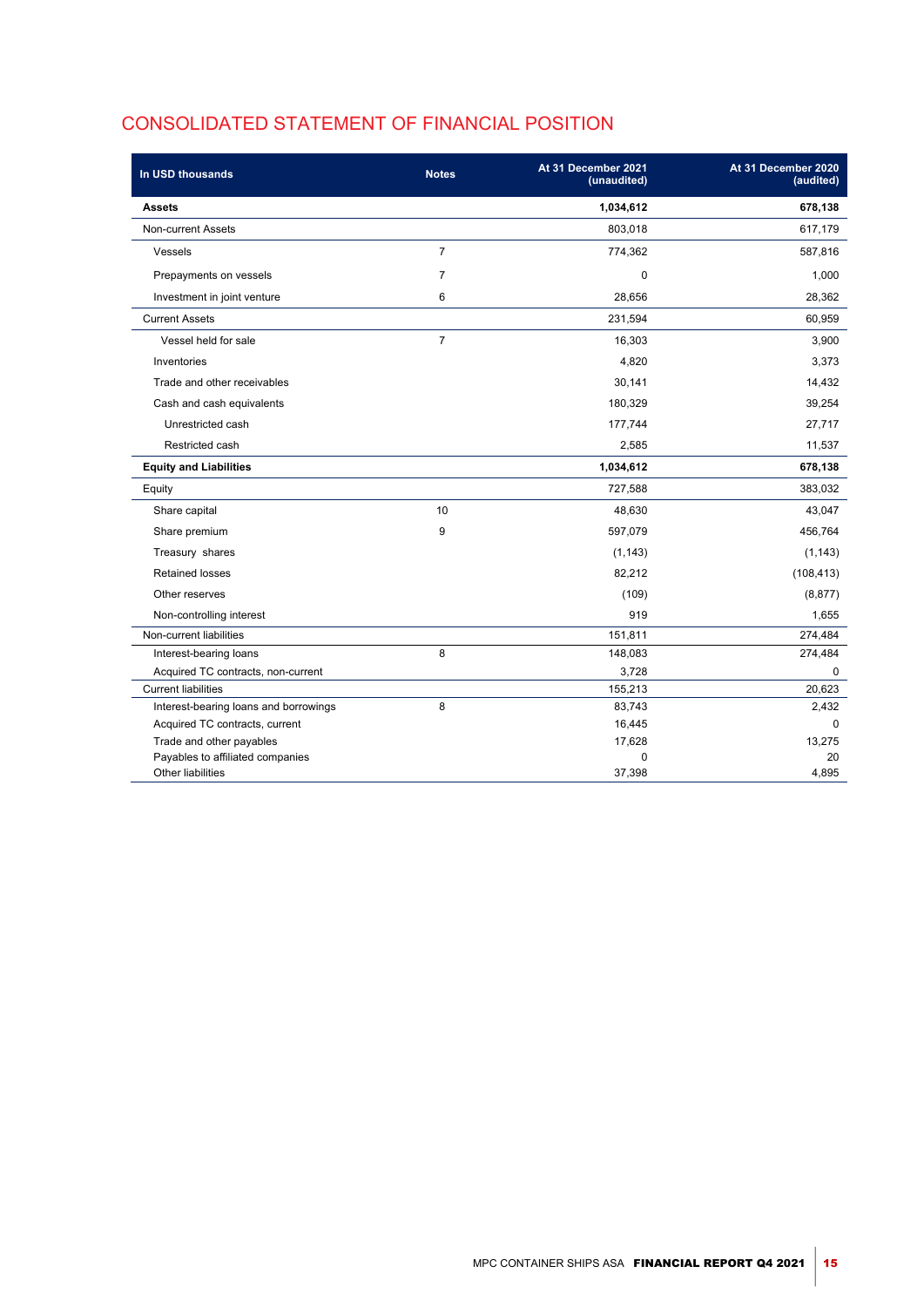# CONSOLIDATED STATEMENT OF FINANCIAL POSITION

| In USD thousands | Notes | At 31 December 2021 (unaudited) | At 31 December 2020 (audited) |
|---|---|---|---|
| **Assets** | | **1,034,612** | **678,138** |
| Non-current Assets | | 803,018 | 617,179 |
| Vessels | 7 | 774,362 | 587,816 |
| Prepayments on vessels | 7 | 0 | 1,000 |
| Investment in joint venture | 6 | 28,656 | 28,362 |
| Current Assets | | 231,594 | 60,959 |
| Vessel held for sale | 7 | 16,303 | 3,900 |
| Inventories | | 4,820 | 3,373 |
| Trade and other receivables | | 30,141 | 14,432 |
| Cash and cash equivalents | | 180,329 | 39,254 |
| Unrestricted cash | | 177,744 | 27,717 |
| Restricted cash | | 2,585 | 11,537 |
| **Equity and Liabilities** | | **1,034,612** | **678,138** |
| Equity | | 727,588 | 383,032 |
| Share capital | 10 | 48,630 | 43,047 |
| Share premium | 9 | 597,079 | 456,764 |
| Treasury shares | | (1,143) | (1,143) |
| Retained losses | | 82,212 | (108,413) |
| Other reserves | | (109) | (8,877) |
| Non-controlling interest | | 919 | 1,655 |
| Non-current liabilities | | 151,811 | 274,484 |
| Interest-bearing loans | 8 | 148,083 | 274,484 |
| Acquired TC contracts, non-current | | 3,728 | 0 |
| Current liabilities | | 155,213 | 20,623 |
| Interest-bearing loans and borrowings | 8 | 83,743 | 2,432 |
| Acquired TC contracts, current | | 16,445 | 0 |
| Trade and other payables | | 17,628 | 13,275 |
| Payables to affiliated companies | | 0 | 20 |
| Other liabilities | | 37,398 | 4,895 |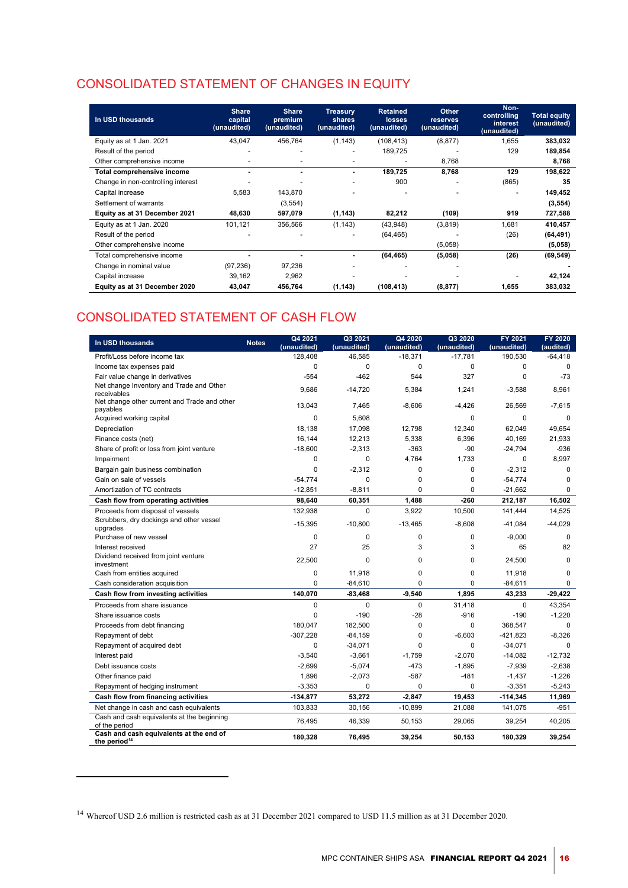## CONSOLIDATED STATEMENT OF CHANGES IN EQUITY

| In USD thousands | Share capital (unaudited) | Share premium (unaudited) | Treasury shares (unaudited) | Retained losses (unaudited) | Other reserves (unaudited) | Non-controlling interest (unaudited) | Total equity (unaudited) |
|---|---|---|---|---|---|---|---|
| Equity as at 1 Jan. 2021 | 43,047 | 456,764 | (1,143) | (108,413) | (8,877) | 1,655 | **383,032** |
| Result of the period | - | - | - | 189,725 | - | 129 | **189,854** |
| Other comprehensive income | - | - | - | - | 8,768 | | **8,768** |
| **Total comprehensive income** | **-** | **-** | **-** | **189,725** | **8,768** | **129** | **198,622** |
| Change in non-controlling interest | - | - | - | 900 | - | (865) | **35** |
| Capital increase | 5,583 | 143,870 | - | - | - | - | **149,452** |
| Settlement of warrants | | (3,554) | | | | | **(3,554)** |
| **Equity as at 31 December 2021** | **48,630** | **597,079** | **(1,143)** | **82,212** | **(109)** | **919** | **727,588** |
| Equity as at 1 Jan. 2020 | 101,121 | 356,566 | (1,143) | (43,948) | (3,819) | 1,681 | **410,457** |
| Result of the period | - | - | - | (64,465) | - | (26) | **(64,491)** |
| Other comprehensive income | | | | | (5,058) | | **(5,058)** |
| Total comprehensive income | **-** | **-** | **-** | **(64,465)** | **(5,058)** | **(26)** | **(69,549)** |
| Change in nominal value | (97,236) | 97,236 | - | - | - | | **-** |
| Capital increase | 39,162 | 2,962 | - | - | - | - | **42,124** |
| **Equity as at 31 December 2020** | **43,047** | **456,764** | **(1,143)** | **(108,413)** | **(8,877)** | **1,655** | **383,032** |

## CONSOLIDATED STATEMENT OF CASH FLOW

| In USD thousands | Notes | Q4 2021 (unaudited) | Q3 2021 (unaudited) | Q4 2020 (unaudited) | Q3 2020 (unaudited) | FY 2021 (unaudited) | FY 2020 (audited) |
|---|---|---|---|---|---|---|---|
| Profit/Loss before income tax | | 128,408 | 46,585 | -18,371 | -17,781 | 190,530 | -64,418 |
| Income tax expenses paid | | 0 | 0 | 0 | 0 | 0 | 0 |
| Fair value change in derivatives | | -554 | -462 | 544 | 327 | 0 | -73 |
| Net change Inventory and Trade and Other receivables | | 9,686 | -14,720 | 5,384 | 1,241 | -3,588 | 8,961 |
| Net change other current and Trade and other payables | | 13,043 | 7,465 | -8,606 | -4,426 | 26,569 | -7,615 |
| Acquired working capital | | 0 | 5,608 | | 0 | 0 | 0 |
| Depreciation | | 18,138 | 17,098 | 12,798 | 12,340 | 62,049 | 49,654 |
| Finance costs (net) | | 16,144 | 12,213 | 5,338 | 6,396 | 40,169 | 21,933 |
| Share of profit or loss from joint venture | | -18,600 | -2,313 | -363 | -90 | -24,794 | -936 |
| Impairment | | 0 | 0 | 4,764 | 1,733 | 0 | 8,997 |
| Bargain gain business combination | | 0 | -2,312 | 0 | 0 | -2,312 | 0 |
| Gain on sale of vessels | | -54,774 | 0 | 0 | 0 | -54,774 | 0 |
| Amortization of TC contracts | | -12,851 | -8,811 | 0 | 0 | -21,662 | 0 |
| **Cash flow from operating activities** | | **98,640** | **60,351** | **1,488** | **-260** | **212,187** | **16,502** |
| Proceeds from disposal of vessels | | 132,938 | 0 | 3,922 | 10,500 | 141,444 | 14,525 |
| Scrubbers, dry dockings and other vessel upgrades | | -15,395 | -10,800 | -13,465 | -8,608 | -41,084 | -44,029 |
| Purchase of new vessel | | 0 | 0 | 0 | 0 | -9,000 | 0 |
| Interest received | | 27 | 25 | 3 | 3 | 65 | 82 |
| Dividend received from joint venture investment | | 22,500 | 0 | 0 | 0 | 24,500 | 0 |
| Cash from entities acquired | | 0 | 11,918 | 0 | 0 | 11,918 | 0 |
| Cash consideration acquisition | | 0 | -84,610 | 0 | 0 | -84,611 | 0 |
| **Cash flow from investing activities** | | **140,070** | **-83,468** | **-9,540** | **1,895** | **43,233** | **-29,422** |
| Proceeds from share issuance | | 0 | 0 | 0 | 31,418 | 0 | 43,354 |
| Share issuance costs | | 0 | -190 | -28 | -916 | -190 | -1,220 |
| Proceeds from debt financing | | 180,047 | 182,500 | 0 | 0 | 368,547 | 0 |
| Repayment of debt | | -307,228 | -84,159 | 0 | -6,603 | -421,823 | -8,326 |
| Repayment of acquired debt | | 0 | -34,071 | 0 | 0 | -34,071 | 0 |
| Interest paid | | -3,540 | -3,661 | -1,759 | -2,070 | -14,082 | -12,732 |
| Debt issuance costs | | -2,699 | -5,074 | -473 | -1,895 | -7,939 | -2,638 |
| Other finance paid | | 1,896 | -2,073 | -587 | -481 | -1,437 | -1,226 |
| Repayment of hedging instrument | | -3,353 | 0 | 0 | 0 | -3,351 | -5,243 |
| **Cash flow from financing activities** | | **-134,877** | **53,272** | **-2,847** | **19,453** | **-114,345** | **11,969** |
| Net change in cash and cash equivalents | | 103,833 | 30,156 | -10,899 | 21,088 | 141,075 | -951 |
| Cash and cash equivalents at the beginning of the period | | 76,495 | 46,339 | 50,153 | 29,065 | 39,254 | 40,205 |
| **Cash and cash equivalents at the end of the period[14]** | | **180,328** | **76,495** | **39,254** | **50,153** | **180,329** | **39,254** |

[14] Whereof USD 2.6 million is restricted cash as at 31 December 2021 compared to USD 11.5 million as at 31 December 2020.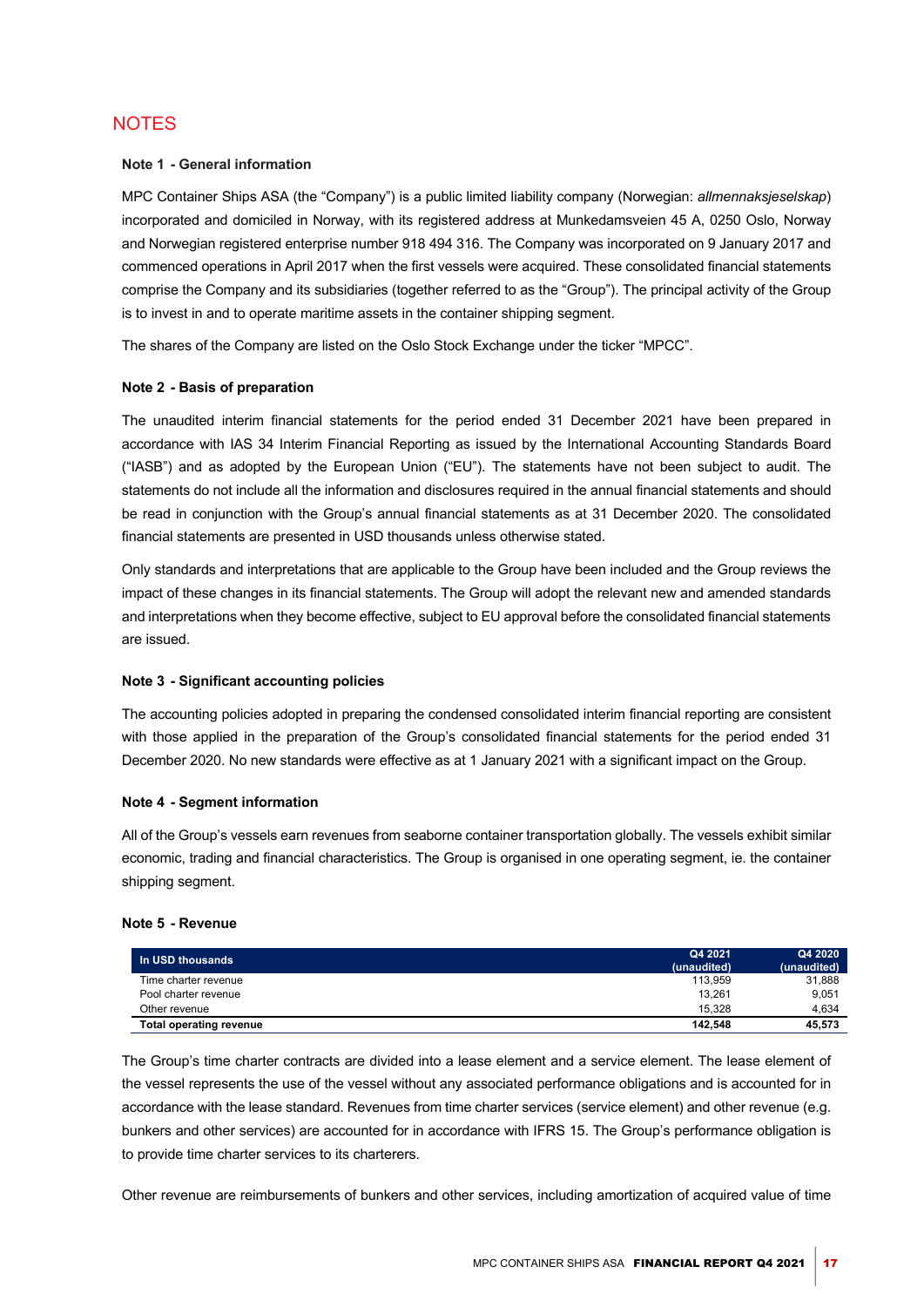# NOTES

## Note 1 - General information

MPC Container Ships ASA (the "Company") is a public limited liability company (Norwegian: *allmennaksjeselskap*) incorporated and domiciled in Norway, with its registered address at Munkedamsveien 45 A, 0250 Oslo, Norway and Norwegian registered enterprise number 918 494 316. The Company was incorporated on 9 January 2017 and commenced operations in April 2017 when the first vessels were acquired. These consolidated financial statements comprise the Company and its subsidiaries (together referred to as the "Group"). The principal activity of the Group is to invest in and to operate maritime assets in the container shipping segment.

The shares of the Company are listed on the Oslo Stock Exchange under the ticker "MPCC".

## Note 2 - Basis of preparation

The unaudited interim financial statements for the period ended 31 December 2021 have been prepared in accordance with IAS 34 Interim Financial Reporting as issued by the International Accounting Standards Board ("IASB") and as adopted by the European Union ("EU"). The statements have not been subject to audit. The statements do not include all the information and disclosures required in the annual financial statements and should be read in conjunction with the Group's annual financial statements as at 31 December 2020. The consolidated financial statements are presented in USD thousands unless otherwise stated.

Only standards and interpretations that are applicable to the Group have been included and the Group reviews the impact of these changes in its financial statements. The Group will adopt the relevant new and amended standards and interpretations when they become effective, subject to EU approval before the consolidated financial statements are issued.

## Note 3 - Significant accounting policies

The accounting policies adopted in preparing the condensed consolidated interim financial reporting are consistent with those applied in the preparation of the Group's consolidated financial statements for the period ended 31 December 2020. No new standards were effective as at 1 January 2021 with a significant impact on the Group.

## Note 4 - Segment information

All of the Group's vessels earn revenues from seaborne container transportation globally. The vessels exhibit similar economic, trading and financial characteristics. The Group is organised in one operating segment, ie. the container shipping segment.

## Note 5 - Revenue

| In USD thousands | Q4 2021 (unaudited) | Q4 2020 (unaudited) |
|---|---|---|
| Time charter revenue | 113,959 | 31,888 |
| Pool charter revenue | 13,261 | 9,051 |
| Other revenue | 15,328 | 4,634 |
| **Total operating revenue** | **142,548** | **45,573** |

The Group's time charter contracts are divided into a lease element and a service element. The lease element of the vessel represents the use of the vessel without any associated performance obligations and is accounted for in accordance with the lease standard. Revenues from time charter services (service element) and other revenue (e.g. bunkers and other services) are accounted for in accordance with IFRS 15. The Group's performance obligation is to provide time charter services to its charterers.

Other revenue are reimbursements of bunkers and other services, including amortization of acquired value of time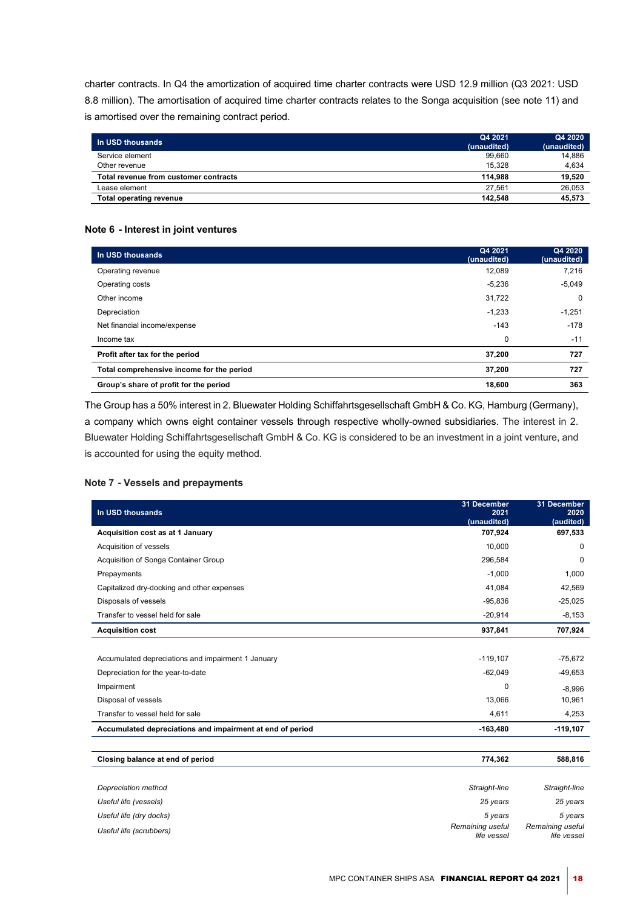charter contracts. In Q4 the amortization of acquired time charter contracts were USD 12.9 million (Q3 2021: USD 8.8 million). The amortisation of acquired time charter contracts relates to the Songa acquisition (see note 11) and is amortised over the remaining contract period.

| In USD thousands | Q4 2021 (unaudited) | Q4 2020 (unaudited) |
|---|---|---|
| Service element | 99,660 | 14,886 |
| Other revenue | 15,328 | 4,634 |
| **Total revenue from customer contracts** | **114,988** | **19,520** |
| Lease element | 27,561 | 26,053 |
| **Total operating revenue** | **142,548** | **45,573** |

### Note 6 - Interest in joint ventures

| In USD thousands | Q4 2021 (unaudited) | Q4 2020 (unaudited) |
|---|---|---|
| Operating revenue | 12,089 | 7,216 |
| Operating costs | -5,236 | -5,049 |
| Other income | 31,722 | 0 |
| Depreciation | -1,233 | -1,251 |
| Net financial income/expense | -143 | -178 |
| Income tax | 0 | -11 |
| **Profit after tax for the period** | **37,200** | **727** |
| **Total comprehensive income for the period** | **37,200** | **727** |
| **Group's share of profit for the period** | **18,600** | **363** |

The Group has a 50% interest in 2. Bluewater Holding Schiffahrtsgesellschaft GmbH & Co. KG, Hamburg (Germany), a company which owns eight container vessels through respective wholly-owned subsidiaries. The interest in 2. Bluewater Holding Schiffahrtsgesellschaft GmbH & Co. KG is considered to be an investment in a joint venture, and is accounted for using the equity method.

### Note 7 - Vessels and prepayments

| In USD thousands | 31 December 2021 (unaudited) | 31 December 2020 (audited) |
|---|---|---|
| **Acquisition cost as at 1 January** | **707,924** | **697,533** |
| Acquisition of vessels | 10,000 | 0 |
| Acquisition of Songa Container Group | 296,584 | 0 |
| Prepayments | -1,000 | 1,000 |
| Capitalized dry-docking and other expenses | 41,084 | 42,569 |
| Disposals of vessels | -95,836 | -25,025 |
| Transfer to vessel held for sale | -20,914 | -8,153 |
| **Acquisition cost** | **937,841** | **707,924** |
| | | |
| Accumulated depreciations and impairment 1 January | -119,107 | -75,672 |
| Depreciation for the year-to-date | -62,049 | -49,653 |
| Impairment | 0 | -8,996 |
| Disposal of vessels | 13,066 | 10,961 |
| Transfer to vessel held for sale | 4,611 | 4,253 |
| **Accumulated depreciations and impairment at end of period** | **-163,480** | **-119,107** |
| | | |
| **Closing balance at end of period** | **774,362** | **588,816** |
| | | |
| *Depreciation method* | *Straight-line* | *Straight-line* |
| *Useful life (vessels)* | *25 years* | *25 years* |
| *Useful life (dry docks)* | *5 years* | *5 years* |
| *Useful life (scrubbers)* | *Remaining useful life vessel* | *Remaining useful life vessel* |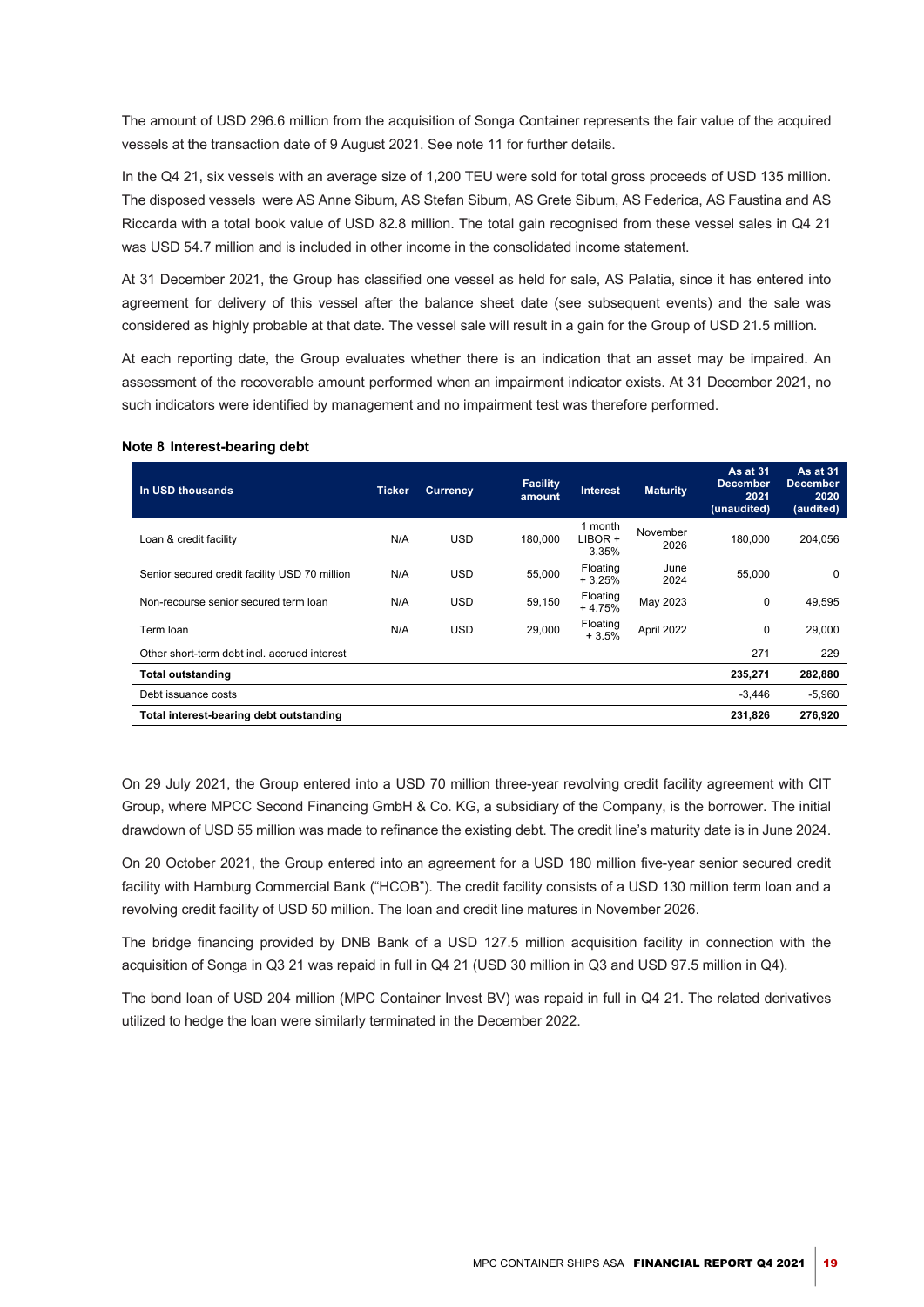The amount of USD 296.6 million from the acquisition of Songa Container represents the fair value of the acquired vessels at the transaction date of 9 August 2021. See note 11 for further details.

In the Q4 21, six vessels with an average size of 1,200 TEU were sold for total gross proceeds of USD 135 million. The disposed vessels were AS Anne Sibum, AS Stefan Sibum, AS Grete Sibum, AS Federica, AS Faustina and AS Riccarda with a total book value of USD 82.8 million. The total gain recognised from these vessel sales in Q4 21 was USD 54.7 million and is included in other income in the consolidated income statement.

At 31 December 2021, the Group has classified one vessel as held for sale, AS Palatia, since it has entered into agreement for delivery of this vessel after the balance sheet date (see subsequent events) and the sale was considered as highly probable at that date. The vessel sale will result in a gain for the Group of USD 21.5 million.

At each reporting date, the Group evaluates whether there is an indication that an asset may be impaired. An assessment of the recoverable amount performed when an impairment indicator exists. At 31 December 2021, no such indicators were identified by management and no impairment test was therefore performed.

### Note 8 Interest-bearing debt

| In USD thousands | Ticker | Currency | Facility amount | Interest | Maturity | As at 31 December 2021 (unaudited) | As at 31 December 2020 (audited) |
|---|---|---|---|---|---|---|---|
| Loan & credit facility | N/A | USD | 180,000 | 1 month LIBOR + 3.35% | November 2026 | 180,000 | 204,056 |
| Senior secured credit facility USD 70 million | N/A | USD | 55,000 | Floating + 3.25% | June 2024 | 55,000 | 0 |
| Non-recourse senior secured term loan | N/A | USD | 59,150 | Floating + 4.75% | May 2023 | 0 | 49,595 |
| Term loan | N/A | USD | 29,000 | Floating + 3.5% | April 2022 | 0 | 29,000 |
| Other short-term debt incl. accrued interest | | | | | | 271 | 229 |
| **Total outstanding** | | | | | | **235,271** | **282,880** |
| Debt issuance costs | | | | | | -3,446 | -5,960 |
| **Total interest-bearing debt outstanding** | | | | | | **231,826** | **276,920** |

On 29 July 2021, the Group entered into a USD 70 million three-year revolving credit facility agreement with CIT Group, where MPCC Second Financing GmbH & Co. KG, a subsidiary of the Company, is the borrower. The initial drawdown of USD 55 million was made to refinance the existing debt. The credit line's maturity date is in June 2024.

On 20 October 2021, the Group entered into an agreement for a USD 180 million five-year senior secured credit facility with Hamburg Commercial Bank ("HCOB"). The credit facility consists of a USD 130 million term loan and a revolving credit facility of USD 50 million. The loan and credit line matures in November 2026.

The bridge financing provided by DNB Bank of a USD 127.5 million acquisition facility in connection with the acquisition of Songa in Q3 21 was repaid in full in Q4 21 (USD 30 million in Q3 and USD 97.5 million in Q4).

The bond loan of USD 204 million (MPC Container Invest BV) was repaid in full in Q4 21. The related derivatives utilized to hedge the loan were similarly terminated in the December 2022.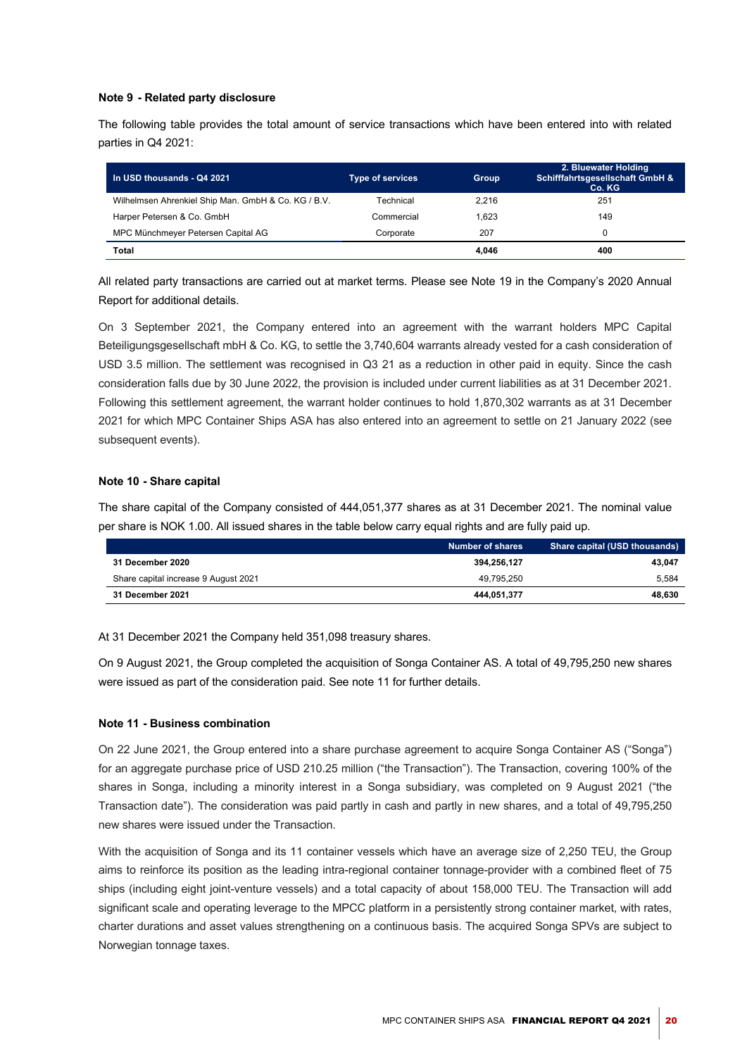**Note 9 - Related party disclosure**

The following table provides the total amount of service transactions which have been entered into with related parties in Q4 2021:

| In USD thousands - Q4 2021 | Type of services | Group | 2. Bluewater Holding Schifffahrtsgesellschaft GmbH & Co. KG |
|---|---|---|---|
| Wilhelmsen Ahrenkiel Ship Man. GmbH & Co. KG / B.V. | Technical | 2,216 | 251 |
| Harper Petersen & Co. GmbH | Commercial | 1,623 | 149 |
| MPC Münchmeyer Petersen Capital AG | Corporate | 207 | 0 |
| **Total** | | **4,046** | **400** |

All related party transactions are carried out at market terms. Please see Note 19 in the Company's 2020 Annual Report for additional details.

On 3 September 2021, the Company entered into an agreement with the warrant holders MPC Capital Beteiligungsgesellschaft mbH & Co. KG, to settle the 3,740,604 warrants already vested for a cash consideration of USD 3.5 million. The settlement was recognised in Q3 21 as a reduction in other paid in equity. Since the cash consideration falls due by 30 June 2022, the provision is included under current liabilities as at 31 December 2021. Following this settlement agreement, the warrant holder continues to hold 1,870,302 warrants as at 31 December 2021 for which MPC Container Ships ASA has also entered into an agreement to settle on 21 January 2022 (see subsequent events).

**Note 10 - Share capital**

The share capital of the Company consisted of 444,051,377 shares as at 31 December 2021. The nominal value per share is NOK 1.00. All issued shares in the table below carry equal rights and are fully paid up.

| | Number of shares | Share capital (USD thousands) |
|---|---|---|
| **31 December 2020** | **394,256,127** | **43,047** |
| Share capital increase 9 August 2021 | 49,795,250 | 5,584 |
| **31 December 2021** | **444,051,377** | **48,630** |

At 31 December 2021 the Company held 351,098 treasury shares.

On 9 August 2021, the Group completed the acquisition of Songa Container AS. A total of 49,795,250 new shares were issued as part of the consideration paid. See note 11 for further details.

**Note 11 - Business combination**

On 22 June 2021, the Group entered into a share purchase agreement to acquire Songa Container AS ("Songa") for an aggregate purchase price of USD 210.25 million ("the Transaction"). The Transaction, covering 100% of the shares in Songa, including a minority interest in a Songa subsidiary, was completed on 9 August 2021 ("the Transaction date"). The consideration was paid partly in cash and partly in new shares, and a total of 49,795,250 new shares were issued under the Transaction.

With the acquisition of Songa and its 11 container vessels which have an average size of 2,250 TEU, the Group aims to reinforce its position as the leading intra-regional container tonnage-provider with a combined fleet of 75 ships (including eight joint-venture vessels) and a total capacity of about 158,000 TEU. The Transaction will add significant scale and operating leverage to the MPCC platform in a persistently strong container market, with rates, charter durations and asset values strengthening on a continuous basis. The acquired Songa SPVs are subject to Norwegian tonnage taxes.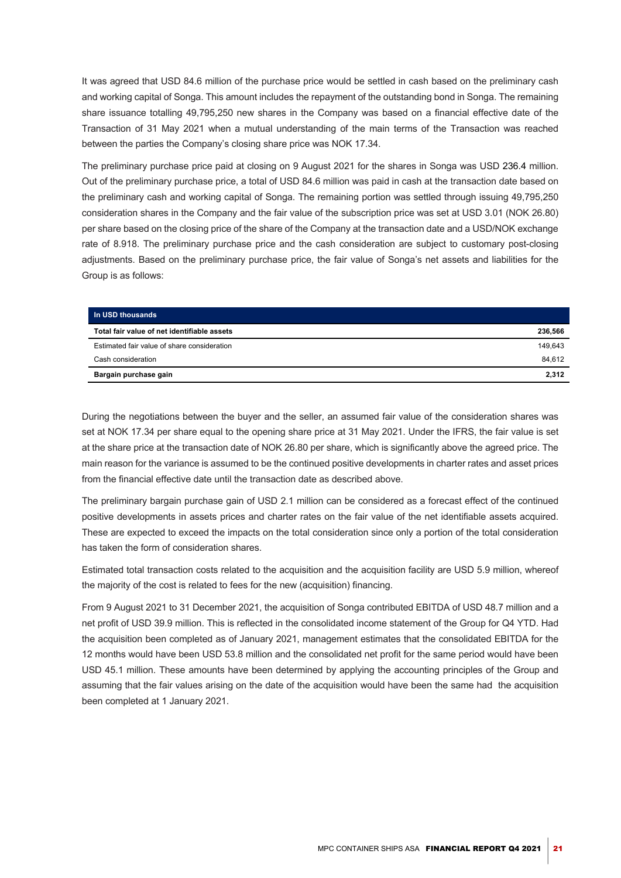It was agreed that USD 84.6 million of the purchase price would be settled in cash based on the preliminary cash and working capital of Songa. This amount includes the repayment of the outstanding bond in Songa. The remaining share issuance totalling 49,795,250 new shares in the Company was based on a financial effective date of the Transaction of 31 May 2021 when a mutual understanding of the main terms of the Transaction was reached between the parties the Company's closing share price was NOK 17.34.

The preliminary purchase price paid at closing on 9 August 2021 for the shares in Songa was USD 236.4 million. Out of the preliminary purchase price, a total of USD 84.6 million was paid in cash at the transaction date based on the preliminary cash and working capital of Songa. The remaining portion was settled through issuing 49,795,250 consideration shares in the Company and the fair value of the subscription price was set at USD 3.01 (NOK 26.80) per share based on the closing price of the share of the Company at the transaction date and a USD/NOK exchange rate of 8.918. The preliminary purchase price and the cash consideration are subject to customary post-closing adjustments. Based on the preliminary purchase price, the fair value of Songa's net assets and liabilities for the Group is as follows:

| In USD thousands | |
|---|---|
| **Total fair value of net identifiable assets** | **236,566** |
| Estimated fair value of share consideration | 149,643 |
| Cash consideration | 84,612 |
| **Bargain purchase gain** | **2,312** |

During the negotiations between the buyer and the seller, an assumed fair value of the consideration shares was set at NOK 17.34 per share equal to the opening share price at 31 May 2021. Under the IFRS, the fair value is set at the share price at the transaction date of NOK 26.80 per share, which is significantly above the agreed price. The main reason for the variance is assumed to be the continued positive developments in charter rates and asset prices from the financial effective date until the transaction date as described above.

The preliminary bargain purchase gain of USD 2.1 million can be considered as a forecast effect of the continued positive developments in assets prices and charter rates on the fair value of the net identifiable assets acquired. These are expected to exceed the impacts on the total consideration since only a portion of the total consideration has taken the form of consideration shares.

Estimated total transaction costs related to the acquisition and the acquisition facility are USD 5.9 million, whereof the majority of the cost is related to fees for the new (acquisition) financing.

From 9 August 2021 to 31 December 2021, the acquisition of Songa contributed EBITDA of USD 48.7 million and a net profit of USD 39.9 million. This is reflected in the consolidated income statement of the Group for Q4 YTD. Had the acquisition been completed as of January 2021, management estimates that the consolidated EBITDA for the 12 months would have been USD 53.8 million and the consolidated net profit for the same period would have been USD 45.1 million. These amounts have been determined by applying the accounting principles of the Group and assuming that the fair values arising on the date of the acquisition would have been the same had the acquisition been completed at 1 January 2021.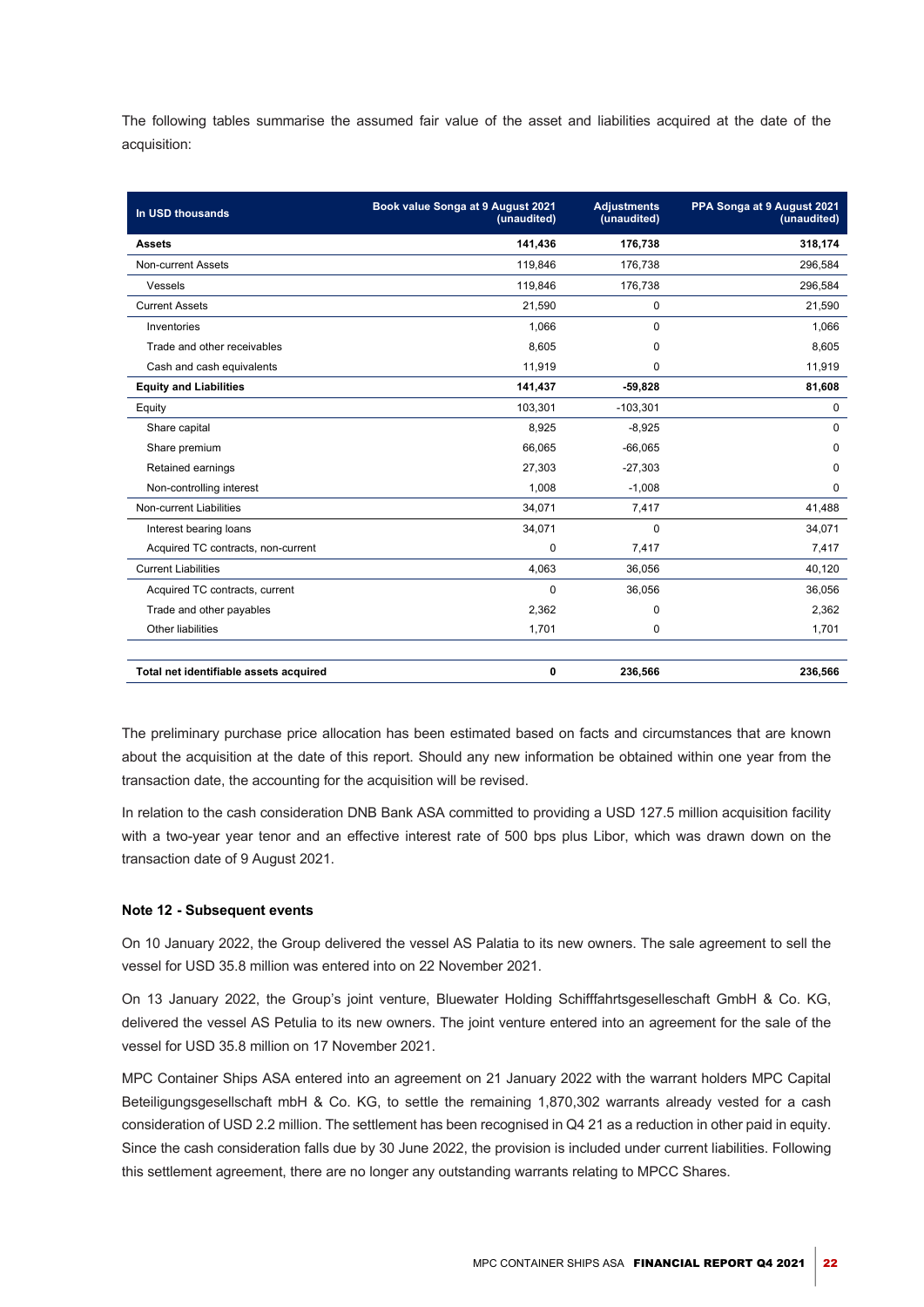The following tables summarise the assumed fair value of the asset and liabilities acquired at the date of the acquisition:

| In USD thousands | Book value Songa at 9 August 2021 (unaudited) | Adjustments (unaudited) | PPA Songa at 9 August 2021 (unaudited) |
|---|---|---|---|
| **Assets** | **141,436** | **176,738** | **318,174** |
| Non-current Assets | 119,846 | 176,738 | 296,584 |
| Vessels | 119,846 | 176,738 | 296,584 |
| Current Assets | 21,590 | 0 | 21,590 |
| Inventories | 1,066 | 0 | 1,066 |
| Trade and other receivables | 8,605 | 0 | 8,605 |
| Cash and cash equivalents | 11,919 | 0 | 11,919 |
| **Equity and Liabilities** | **141,437** | **-59,828** | **81,608** |
| Equity | 103,301 | -103,301 | 0 |
| Share capital | 8,925 | -8,925 | 0 |
| Share premium | 66,065 | -66,065 | 0 |
| Retained earnings | 27,303 | -27,303 | 0 |
| Non-controlling interest | 1,008 | -1,008 | 0 |
| Non-current Liabilities | 34,071 | 7,417 | 41,488 |
| Interest bearing loans | 34,071 | 0 | 34,071 |
| Acquired TC contracts, non-current | 0 | 7,417 | 7,417 |
| Current Liabilities | 4,063 | 36,056 | 40,120 |
| Acquired TC contracts, current | 0 | 36,056 | 36,056 |
| Trade and other payables | 2,362 | 0 | 2,362 |
| Other liabilities | 1,701 | 0 | 1,701 |
| **Total net identifiable assets acquired** | **0** | **236,566** | **236,566** |

The preliminary purchase price allocation has been estimated based on facts and circumstances that are known about the acquisition at the date of this report. Should any new information be obtained within one year from the transaction date, the accounting for the acquisition will be revised.

In relation to the cash consideration DNB Bank ASA committed to providing a USD 127.5 million acquisition facility with a two-year year tenor and an effective interest rate of 500 bps plus Libor, which was drawn down on the transaction date of 9 August 2021.

### Note 12 - Subsequent events

On 10 January 2022, the Group delivered the vessel AS Palatia to its new owners. The sale agreement to sell the vessel for USD 35.8 million was entered into on 22 November 2021.

On 13 January 2022, the Group's joint venture, Bluewater Holding Schifffahrtsgesellschaft GmbH & Co. KG, delivered the vessel AS Petulia to its new owners. The joint venture entered into an agreement for the sale of the vessel for USD 35.8 million on 17 November 2021.

MPC Container Ships ASA entered into an agreement on 21 January 2022 with the warrant holders MPC Capital Beteiligungsgesellschaft mbH & Co. KG, to settle the remaining 1,870,302 warrants already vested for a cash consideration of USD 2.2 million. The settlement has been recognised in Q4 21 as a reduction in other paid in equity. Since the cash consideration falls due by 30 June 2022, the provision is included under current liabilities. Following this settlement agreement, there are no longer any outstanding warrants relating to MPCC Shares.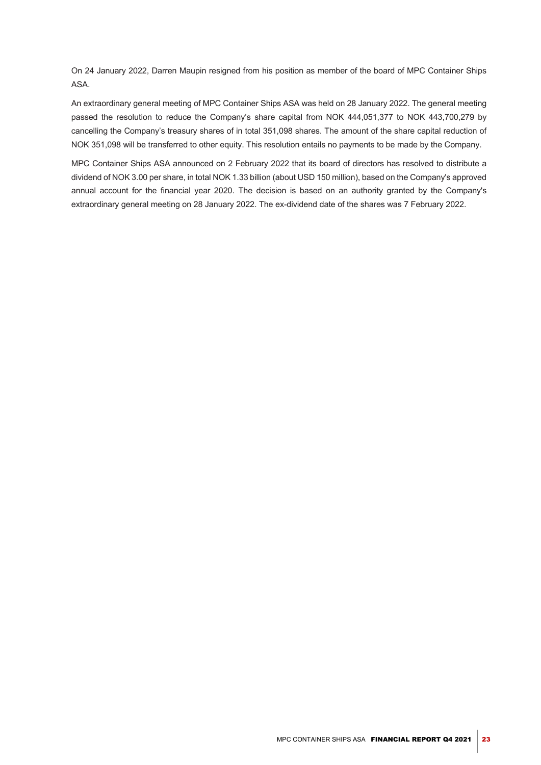On 24 January 2022, Darren Maupin resigned from his position as member of the board of MPC Container Ships ASA.

An extraordinary general meeting of MPC Container Ships ASA was held on 28 January 2022. The general meeting passed the resolution to reduce the Company's share capital from NOK 444,051,377 to NOK 443,700,279 by cancelling the Company's treasury shares of in total 351,098 shares. The amount of the share capital reduction of NOK 351,098 will be transferred to other equity. This resolution entails no payments to be made by the Company.

MPC Container Ships ASA announced on 2 February 2022 that its board of directors has resolved to distribute a dividend of NOK 3.00 per share, in total NOK 1.33 billion (about USD 150 million), based on the Company's approved annual account for the financial year 2020. The decision is based on an authority granted by the Company's extraordinary general meeting on 28 January 2022. The ex-dividend date of the shares was 7 February 2022.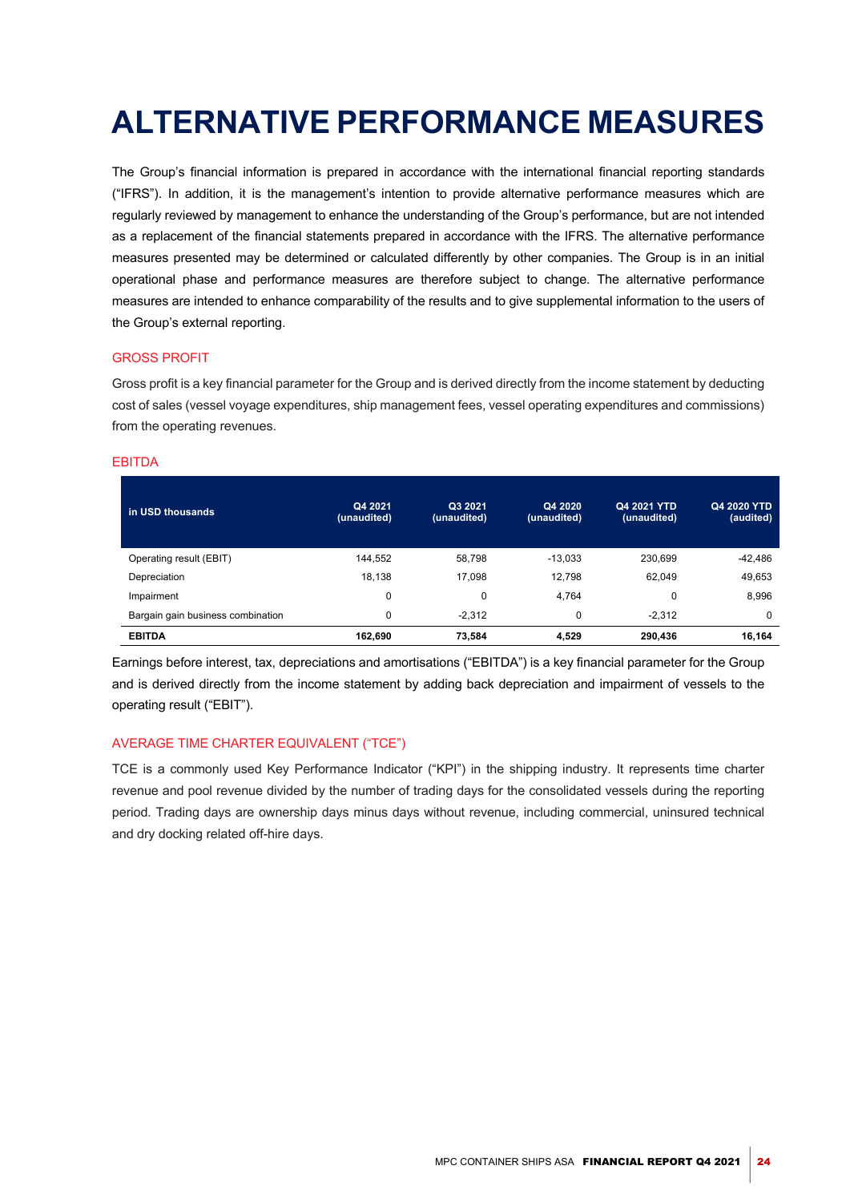# ALTERNATIVE PERFORMANCE MEASURES

The Group's financial information is prepared in accordance with the international financial reporting standards ("IFRS"). In addition, it is the management's intention to provide alternative performance measures which are regularly reviewed by management to enhance the understanding of the Group's performance, but are not intended as a replacement of the financial statements prepared in accordance with the IFRS. The alternative performance measures presented may be determined or calculated differently by other companies. The Group is in an initial operational phase and performance measures are therefore subject to change. The alternative performance measures are intended to enhance comparability of the results and to give supplemental information to the users of the Group's external reporting.

## GROSS PROFIT

Gross profit is a key financial parameter for the Group and is derived directly from the income statement by deducting cost of sales (vessel voyage expenditures, ship management fees, vessel operating expenditures and commissions) from the operating revenues.

## EBITDA

| in USD thousands | Q4 2021 (unaudited) | Q3 2021 (unaudited) | Q4 2020 (unaudited) | Q4 2021 YTD (unaudited) | Q4 2020 YTD (audited) |
|---|---|---|---|---|---|
| Operating result (EBIT) | 144,552 | 58,798 | -13,033 | 230,699 | -42,486 |
| Depreciation | 18,138 | 17,098 | 12,798 | 62,049 | 49,653 |
| Impairment | 0 | 0 | 4,764 | 0 | 8,996 |
| Bargain gain business combination | 0 | -2,312 | 0 | -2,312 | 0 |
| **EBITDA** | **162,690** | **73,584** | **4,529** | **290,436** | **16,164** |

Earnings before interest, tax, depreciations and amortisations ("EBITDA") is a key financial parameter for the Group and is derived directly from the income statement by adding back depreciation and impairment of vessels to the operating result ("EBIT").

## AVERAGE TIME CHARTER EQUIVALENT ("TCE")

TCE is a commonly used Key Performance Indicator ("KPI") in the shipping industry. It represents time charter revenue and pool revenue divided by the number of trading days for the consolidated vessels during the reporting period. Trading days are ownership days minus days without revenue, including commercial, uninsured technical and dry docking related off-hire days.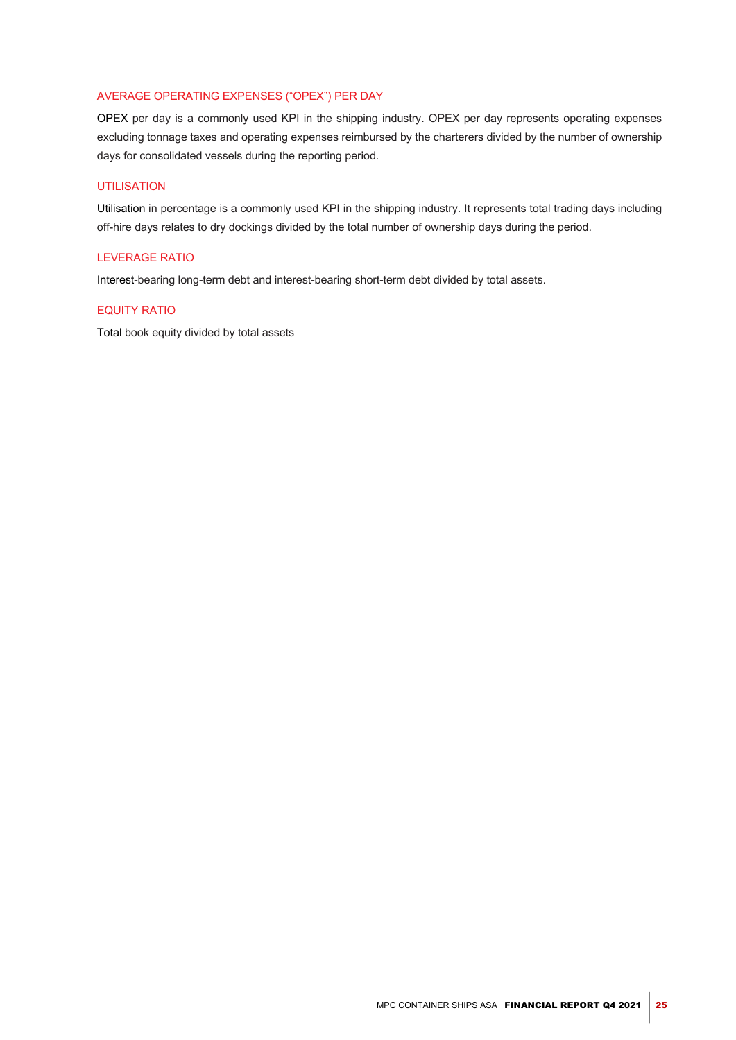### AVERAGE OPERATING EXPENSES (“OPEX”) PER DAY

OPEX per day is a commonly used KPI in the shipping industry. OPEX per day represents operating expenses excluding tonnage taxes and operating expenses reimbursed by the charterers divided by the number of ownership days for consolidated vessels during the reporting period.

### UTILISATION

Utilisation in percentage is a commonly used KPI in the shipping industry. It represents total trading days including off-hire days relates to dry dockings divided by the total number of ownership days during the period.

### LEVERAGE RATIO

Interest-bearing long-term debt and interest-bearing short-term debt divided by total assets.

### EQUITY RATIO

Total book equity divided by total assets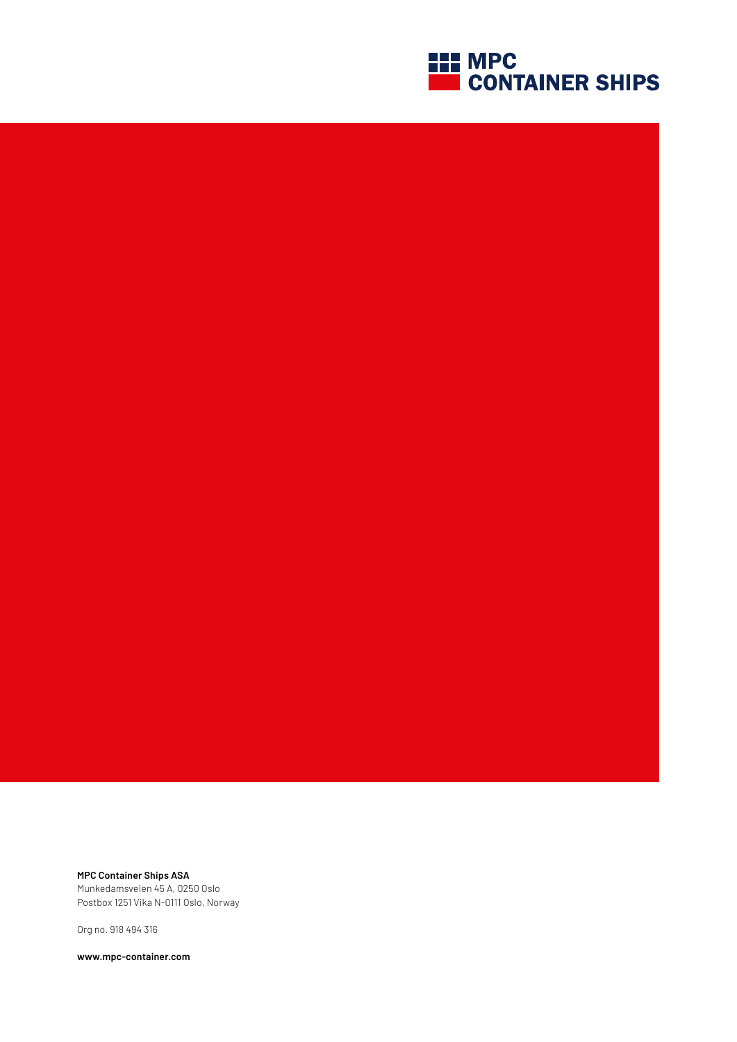MPC CONTAINER SHIPS

**MPC Container Ships ASA**
Munkedamsveien 45 A, 0250 Oslo
Postbox 1251 Vika N-0111 Oslo, Norway

Org no. 918 494 316

**www.mpc-container.com**